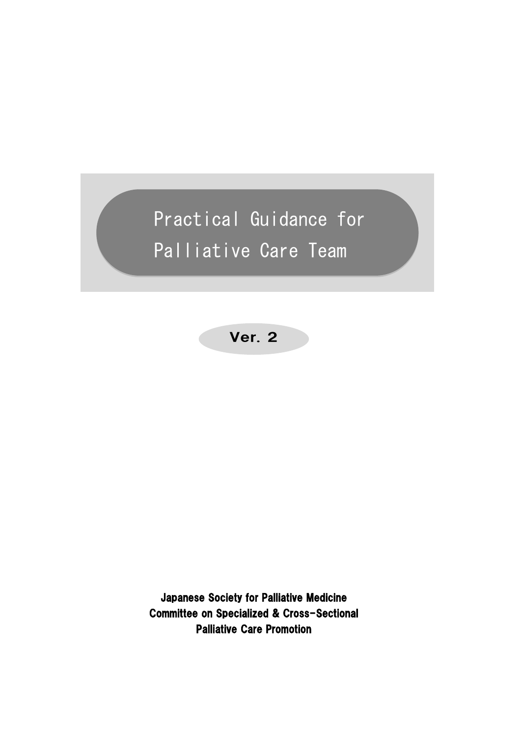# Practical Guidance for Palliative Care Team

**Ver. 2**

**Japanese Society for Palliative Medicine**
**Committee on Specialized & Cross-Sectional Palliative Care Promotion**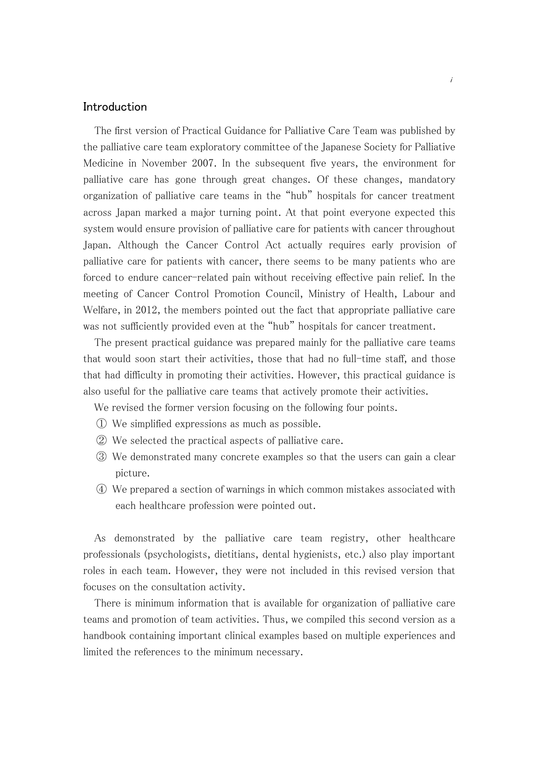## Introduction

The first version of Practical Guidance for Palliative Care Team was published by the palliative care team exploratory committee of the Japanese Society for Palliative Medicine in November 2007. In the subsequent five years, the environment for palliative care has gone through great changes. Of these changes, mandatory organization of palliative care teams in the "hub" hospitals for cancer treatment across Japan marked a major turning point. At that point everyone expected this system would ensure provision of palliative care for patients with cancer throughout Japan. Although the Cancer Control Act actually requires early provision of palliative care for patients with cancer, there seems to be many patients who are forced to endure cancer-related pain without receiving effective pain relief. In the meeting of Cancer Control Promotion Council, Ministry of Health, Labour and Welfare, in 2012, the members pointed out the fact that appropriate palliative care was not sufficiently provided even at the "hub" hospitals for cancer treatment.

The present practical guidance was prepared mainly for the palliative care teams that would soon start their activities, those that had no full-time staff, and those that had difficulty in promoting their activities. However, this practical guidance is also useful for the palliative care teams that actively promote their activities.

We revised the former version focusing on the following four points.

① We simplified expressions as much as possible.

② We selected the practical aspects of palliative care.

③ We demonstrated many concrete examples so that the users can gain a clear picture.

④ We prepared a section of warnings in which common mistakes associated with each healthcare profession were pointed out.

As demonstrated by the palliative care team registry, other healthcare professionals (psychologists, dietitians, dental hygienists, etc.) also play important roles in each team. However, they were not included in this revised version that focuses on the consultation activity.

There is minimum information that is available for organization of palliative care teams and promotion of team activities. Thus, we compiled this second version as a handbook containing important clinical examples based on multiple experiences and limited the references to the minimum necessary.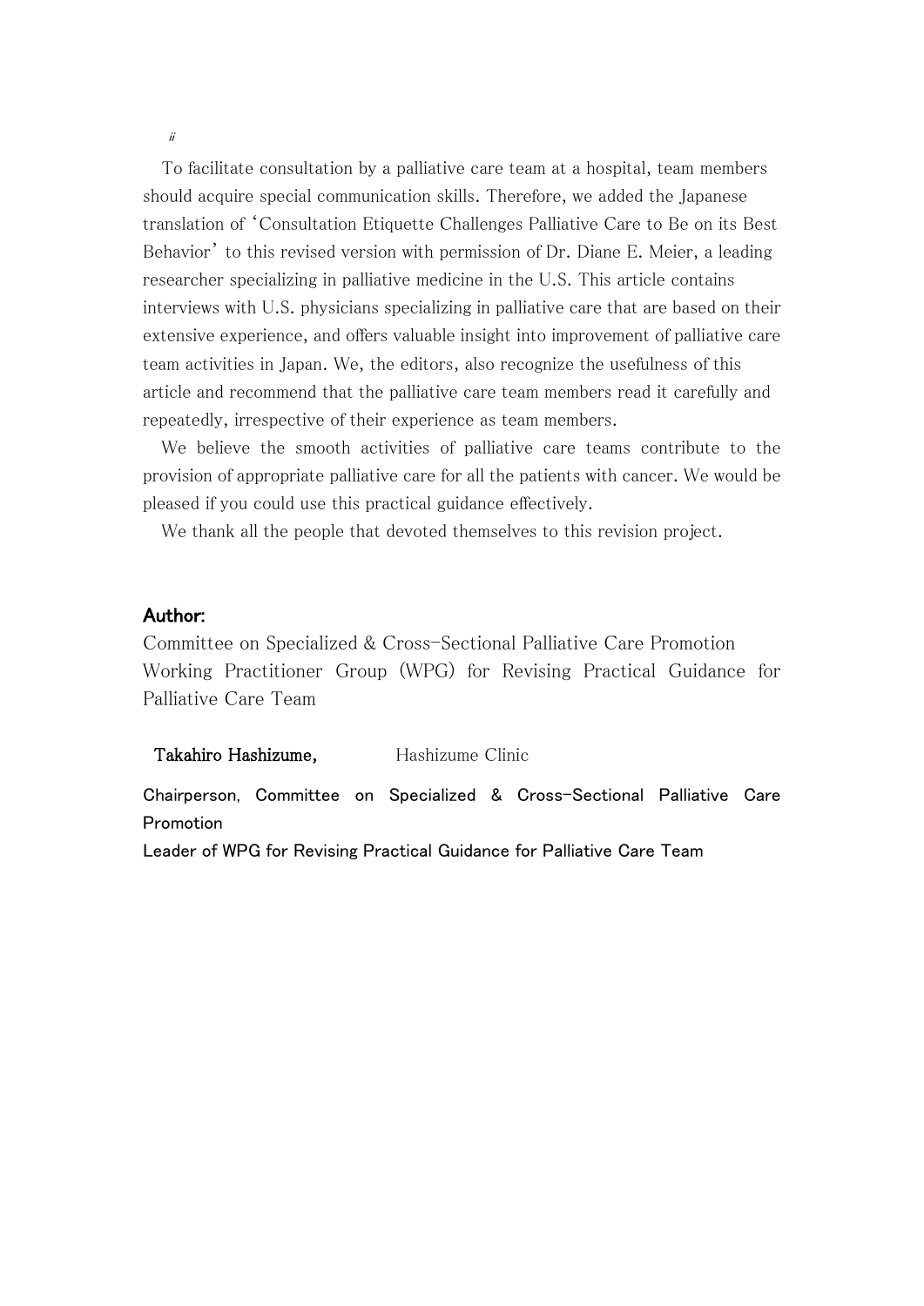To facilitate consultation by a palliative care team at a hospital, team members should acquire special communication skills. Therefore, we added the Japanese translation of 'Consultation Etiquette Challenges Palliative Care to Be on its Best Behavior' to this revised version with permission of Dr. Diane E. Meier, a leading researcher specializing in palliative medicine in the U.S. This article contains interviews with U.S. physicians specializing in palliative care that are based on their extensive experience, and offers valuable insight into improvement of palliative care team activities in Japan. We, the editors, also recognize the usefulness of this article and recommend that the palliative care team members read it carefully and repeatedly, irrespective of their experience as team members.

We believe the smooth activities of palliative care teams contribute to the provision of appropriate palliative care for all the patients with cancer. We would be pleased if you could use this practical guidance effectively.

We thank all the people that devoted themselves to this revision project.

**Author:**

Committee on Specialized & Cross-Sectional Palliative Care Promotion
Working Practitioner Group (WPG) for Revising Practical Guidance for Palliative Care Team

**Takahiro Hashizume,** Hashizume Clinic

Chairperson, Committee on Specialized & Cross-Sectional Palliative Care Promotion
Leader of WPG for Revising Practical Guidance for Palliative Care Team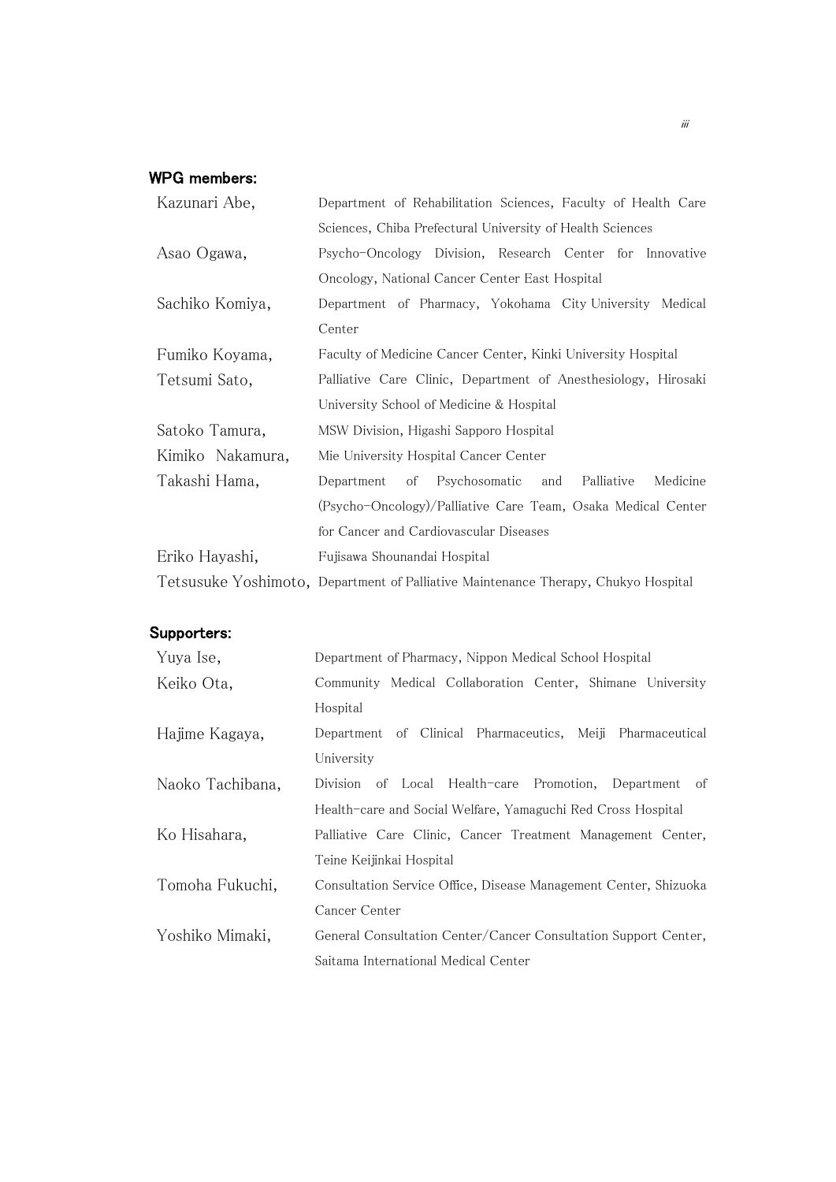**WPG members:**

| | |
|---|---|
| Kazunari Abe, | Department of Rehabilitation Sciences, Faculty of Health Care Sciences, Chiba Prefectural University of Health Sciences |
| Asao Ogawa, | Psycho-Oncology Division, Research Center for Innovative Oncology, National Cancer Center East Hospital |
| Sachiko Komiya, | Department of Pharmacy, Yokohama City University Medical Center |
| Fumiko Koyama, | Faculty of Medicine Cancer Center, Kinki University Hospital |
| Tetsumi Sato, | Palliative Care Clinic, Department of Anesthesiology, Hirosaki University School of Medicine & Hospital |
| Satoko Tamura, | MSW Division, Higashi Sapporo Hospital |
| Kimiko Nakamura, | Mie University Hospital Cancer Center |
| Takashi Hama, | Department of Psychosomatic and Palliative Medicine (Psycho-Oncology)/Palliative Care Team, Osaka Medical Center for Cancer and Cardiovascular Diseases |
| Eriko Hayashi, | Fujisawa Shounandai Hospital |
| Tetsusuke Yoshimoto, | Department of Palliative Maintenance Therapy, Chukyo Hospital |

**Supporters:**

| | |
|---|---|
| Yuya Ise, | Department of Pharmacy, Nippon Medical School Hospital |
| Keiko Ota, | Community Medical Collaboration Center, Shimane University Hospital |
| Hajime Kagaya, | Department of Clinical Pharmaceutics, Meiji Pharmaceutical University |
| Naoko Tachibana, | Division of Local Health-care Promotion, Department of Health-care and Social Welfare, Yamaguchi Red Cross Hospital |
| Ko Hisahara, | Palliative Care Clinic, Cancer Treatment Management Center, Teine Keijinkai Hospital |
| Tomoha Fukuchi, | Consultation Service Office, Disease Management Center, Shizuoka Cancer Center |
| Yoshiko Mimaki, | General Consultation Center/Cancer Consultation Support Center, Saitama International Medical Center |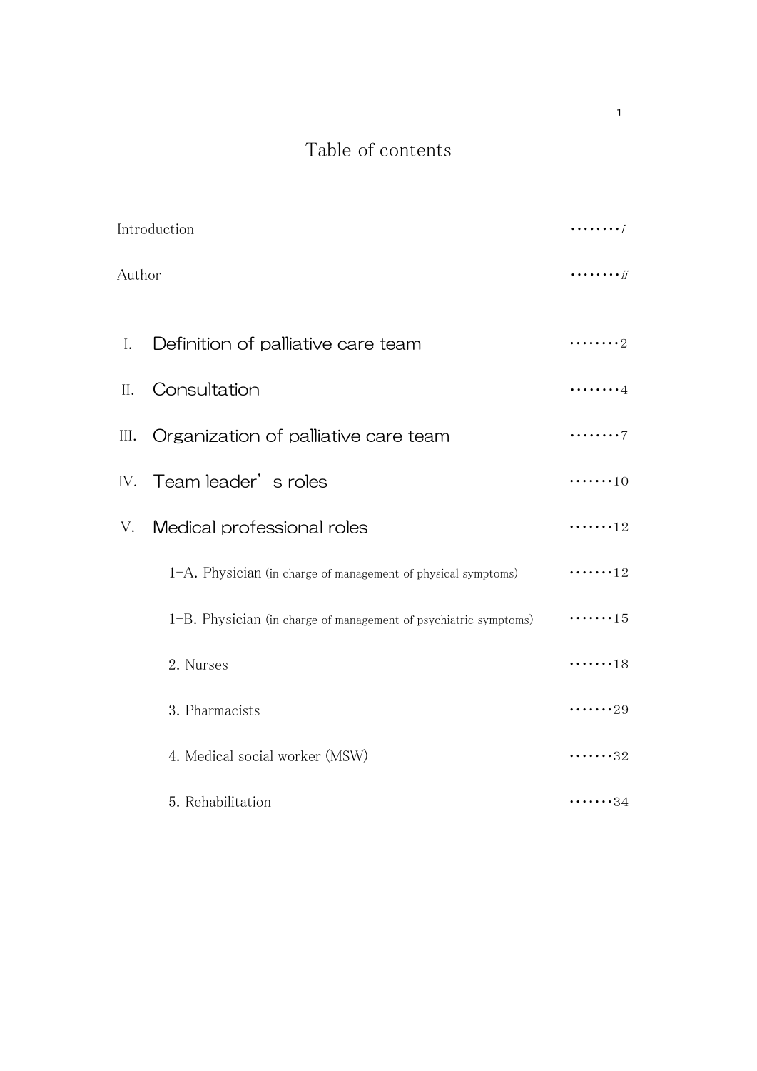# Table of contents

Introduction ········*i*

Author ········*ii*

I. Definition of palliative care team ········2

II. Consultation ········4

III. Organization of palliative care team ········7

IV. Team leader's roles ·······10

V. Medical professional roles ·······12

1-A. Physician (in charge of management of physical symptoms) ·······12

1-B. Physician (in charge of management of psychiatric symptoms) ·······15

2. Nurses ·······18

3. Pharmacists ·······29

4. Medical social worker (MSW) ·······32

5. Rehabilitation ·······34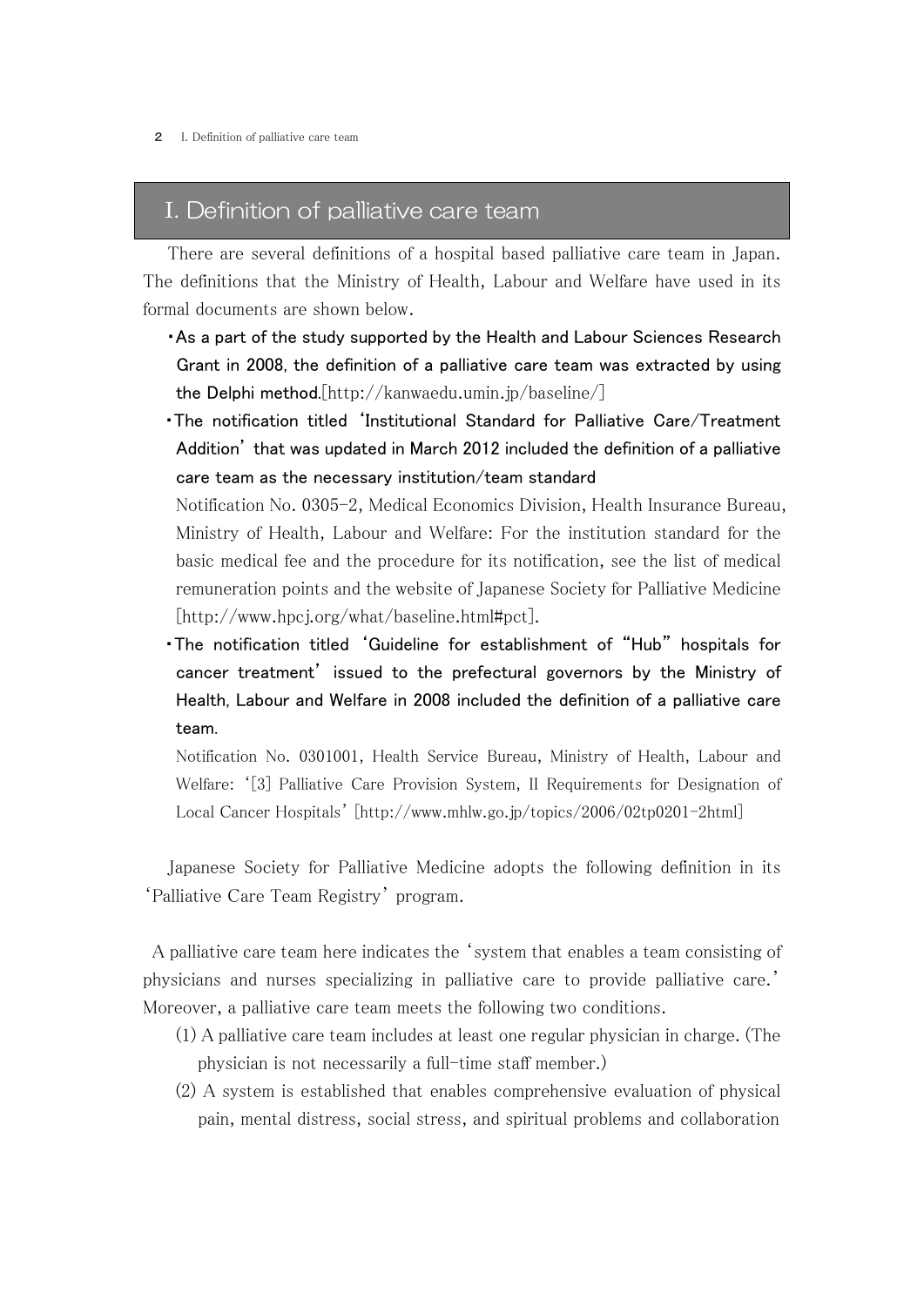# I. Definition of palliative care team

There are several definitions of a hospital based palliative care team in Japan. The definitions that the Ministry of Health, Labour and Welfare have used in its formal documents are shown below.

- **As a part of the study supported by the Health and Labour Sciences Research Grant in 2008, the definition of a palliative care team was extracted by using the Delphi method.**[http://kanwaedu.umin.jp/baseline/]
- **The notification titled 'Institutional Standard for Palliative Care/Treatment Addition' that was updated in March 2012 included the definition of a palliative care team as the necessary institution/team standard**

  Notification No. 0305-2, Medical Economics Division, Health Insurance Bureau, Ministry of Health, Labour and Welfare: For the institution standard for the basic medical fee and the procedure for its notification, see the list of medical remuneration points and the website of Japanese Society for Palliative Medicine [http://www.hpcj.org/what/baseline.html#pct].
- **The notification titled 'Guideline for establishment of "Hub" hospitals for cancer treatment' issued to the prefectural governors by the Ministry of Health, Labour and Welfare in 2008 included the definition of a palliative care team.**

  Notification No. 0301001, Health Service Bureau, Ministry of Health, Labour and Welfare: '[3] Palliative Care Provision System, II Requirements for Designation of Local Cancer Hospitals' [http://www.mhlw.go.jp/topics/2006/02tp0201-2html]

Japanese Society for Palliative Medicine adopts the following definition in its 'Palliative Care Team Registry' program.

A palliative care team here indicates the 'system that enables a team consisting of physicians and nurses specializing in palliative care to provide palliative care.' Moreover, a palliative care team meets the following two conditions.

(1) A palliative care team includes at least one regular physician in charge. (The physician is not necessarily a full-time staff member.)

(2) A system is established that enables comprehensive evaluation of physical pain, mental distress, social stress, and spiritual problems and collaboration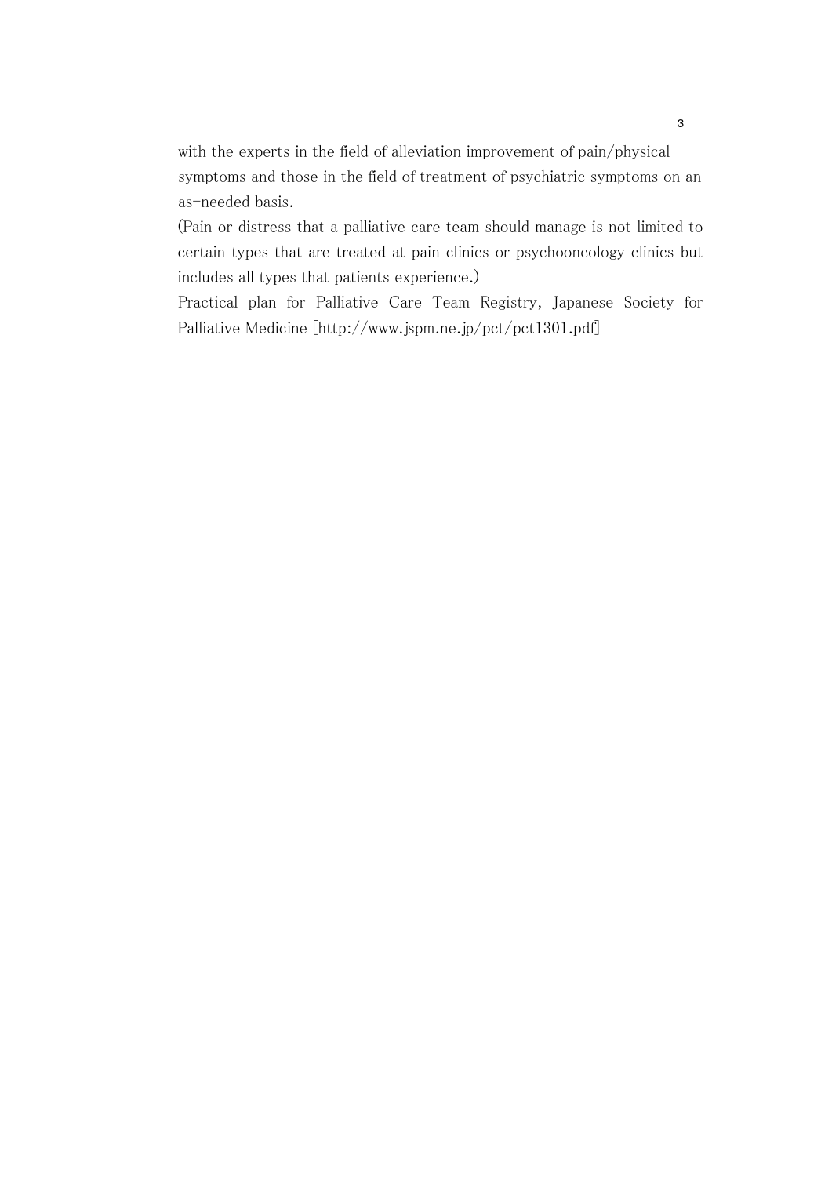with the experts in the field of alleviation improvement of pain/physical symptoms and those in the field of treatment of psychiatric symptoms on an as-needed basis.

(Pain or distress that a palliative care team should manage is not limited to certain types that are treated at pain clinics or psychooncology clinics but includes all types that patients experience.)

Practical plan for Palliative Care Team Registry, Japanese Society for Palliative Medicine [http://www.jspm.ne.jp/pct/pct1301.pdf]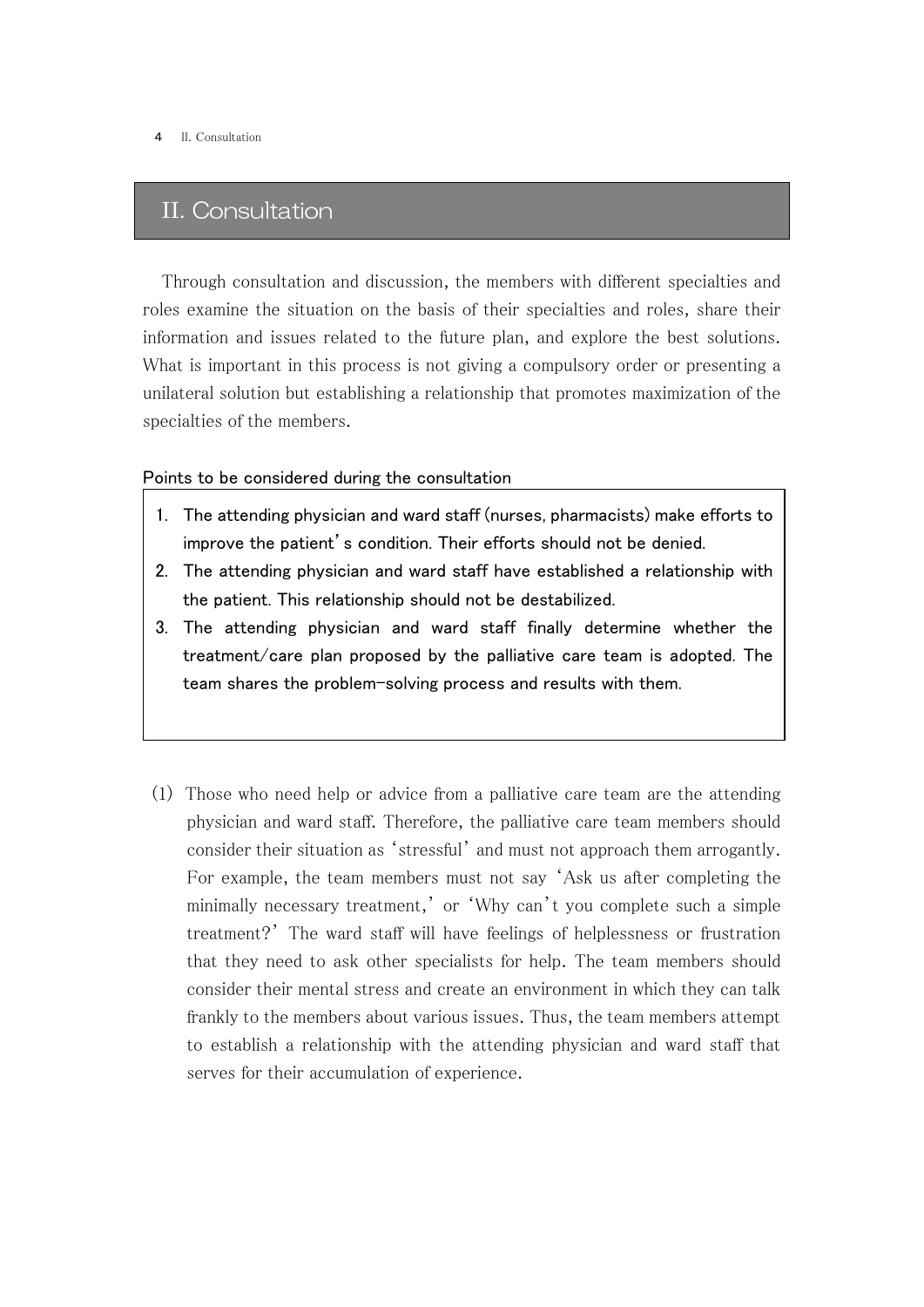## II. Consultation

Through consultation and discussion, the members with different specialties and roles examine the situation on the basis of their specialties and roles, share their information and issues related to the future plan, and explore the best solutions. What is important in this process is not giving a compulsory order or presenting a unilateral solution but establishing a relationship that promotes maximization of the specialties of the members.

**Points to be considered during the consultation**

1. The attending physician and ward staff (nurses, pharmacists) make efforts to improve the patient's condition. Their efforts should not be denied.
2. The attending physician and ward staff have established a relationship with the patient. This relationship should not be destabilized.
3. The attending physician and ward staff finally determine whether the treatment/care plan proposed by the palliative care team is adopted. The team shares the problem-solving process and results with them.

(1) Those who need help or advice from a palliative care team are the attending physician and ward staff. Therefore, the palliative care team members should consider their situation as 'stressful' and must not approach them arrogantly. For example, the team members must not say 'Ask us after completing the minimally necessary treatment,' or 'Why can't you complete such a simple treatment?' The ward staff will have feelings of helplessness or frustration that they need to ask other specialists for help. The team members should consider their mental stress and create an environment in which they can talk frankly to the members about various issues. Thus, the team members attempt to establish a relationship with the attending physician and ward staff that serves for their accumulation of experience.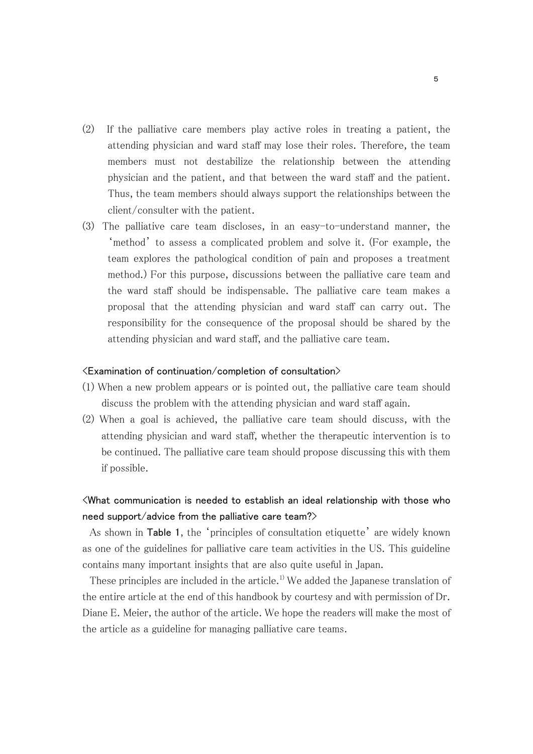(2) If the palliative care members play active roles in treating a patient, the attending physician and ward staff may lose their roles. Therefore, the team members must not destabilize the relationship between the attending physician and the patient, and that between the ward staff and the patient. Thus, the team members should always support the relationships between the client/consulter with the patient.

(3) The palliative care team discloses, in an easy-to-understand manner, the 'method' to assess a complicated problem and solve it. (For example, the team explores the pathological condition of pain and proposes a treatment method.) For this purpose, discussions between the palliative care team and the ward staff should be indispensable. The palliative care team makes a proposal that the attending physician and ward staff can carry out. The responsibility for the consequence of the proposal should be shared by the attending physician and ward staff, and the palliative care team.

<Examination of continuation/completion of consultation>

(1) When a new problem appears or is pointed out, the palliative care team should discuss the problem with the attending physician and ward staff again.

(2) When a goal is achieved, the palliative care team should discuss, with the attending physician and ward staff, whether the therapeutic intervention is to be continued. The palliative care team should propose discussing this with them if possible.

<What communication is needed to establish an ideal relationship with those who need support/advice from the palliative care team?>

As shown in **Table 1**, the 'principles of consultation etiquette' are widely known as one of the guidelines for palliative care team activities in the US. This guideline contains many important insights that are also quite useful in Japan.

These principles are included in the article.[1)] We added the Japanese translation of the entire article at the end of this handbook by courtesy and with permission of Dr. Diane E. Meier, the author of the article. We hope the readers will make the most of the article as a guideline for managing palliative care teams.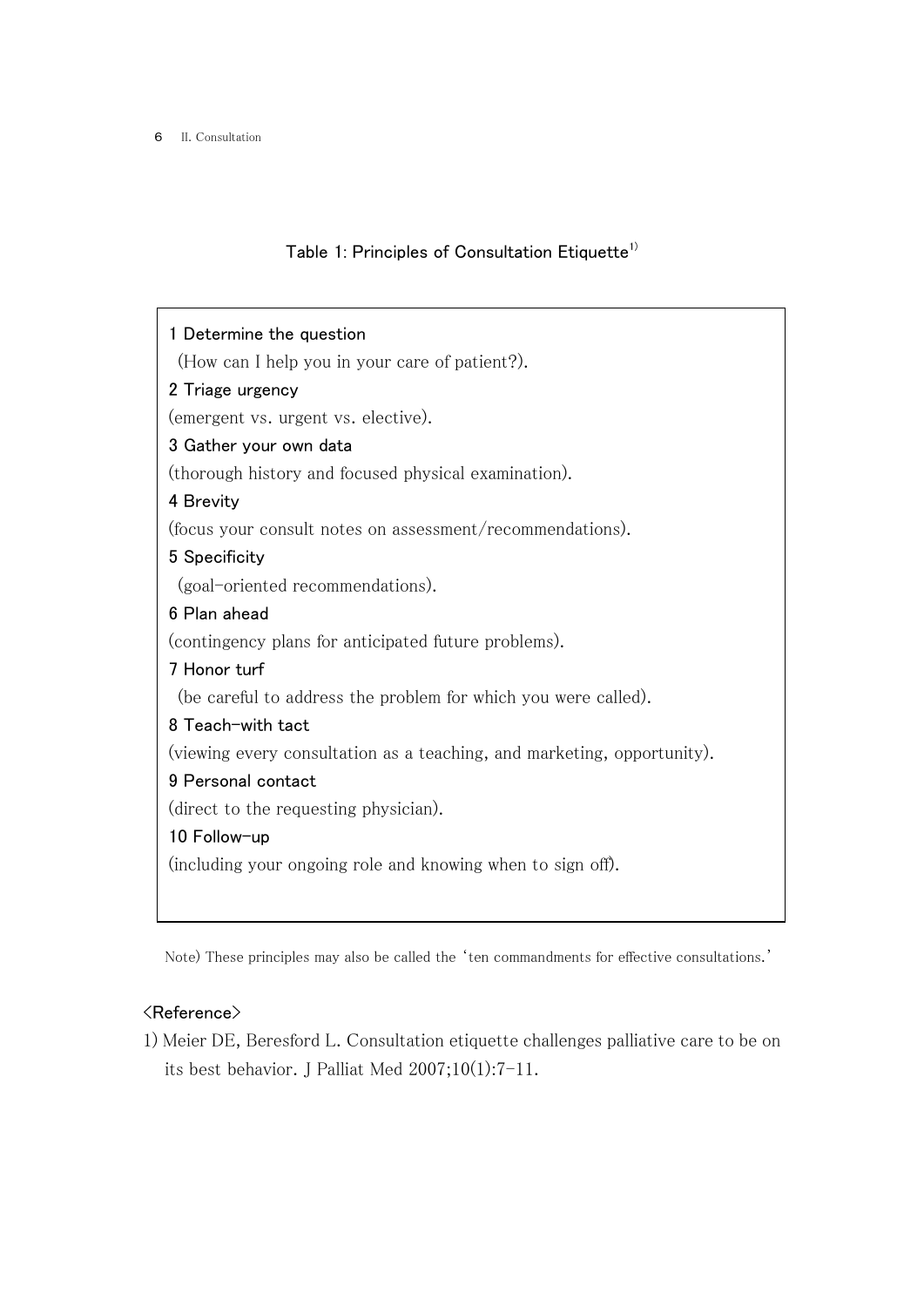**Table 1: Principles of Consultation Etiquette[1]**

**1 Determine the question**
(How can I help you in your care of patient?).

**2 Triage urgency**
(emergent vs. urgent vs. elective).

**3 Gather your own data**
(thorough history and focused physical examination).

**4 Brevity**
(focus your consult notes on assessment/recommendations).

**5 Specificity**
(goal-oriented recommendations).

**6 Plan ahead**
(contingency plans for anticipated future problems).

**7 Honor turf**
(be careful to address the problem for which you were called).

**8 Teach-with tact**
(viewing every consultation as a teaching, and marketing, opportunity).

**9 Personal contact**
(direct to the requesting physician).

**10 Follow-up**
(including your ongoing role and knowing when to sign off).

Note) These principles may also be called the 'ten commandments for effective consultations.'

<Reference>

1) Meier DE, Beresford L. Consultation etiquette challenges palliative care to be on its best behavior. J Palliat Med 2007;10(1):7-11.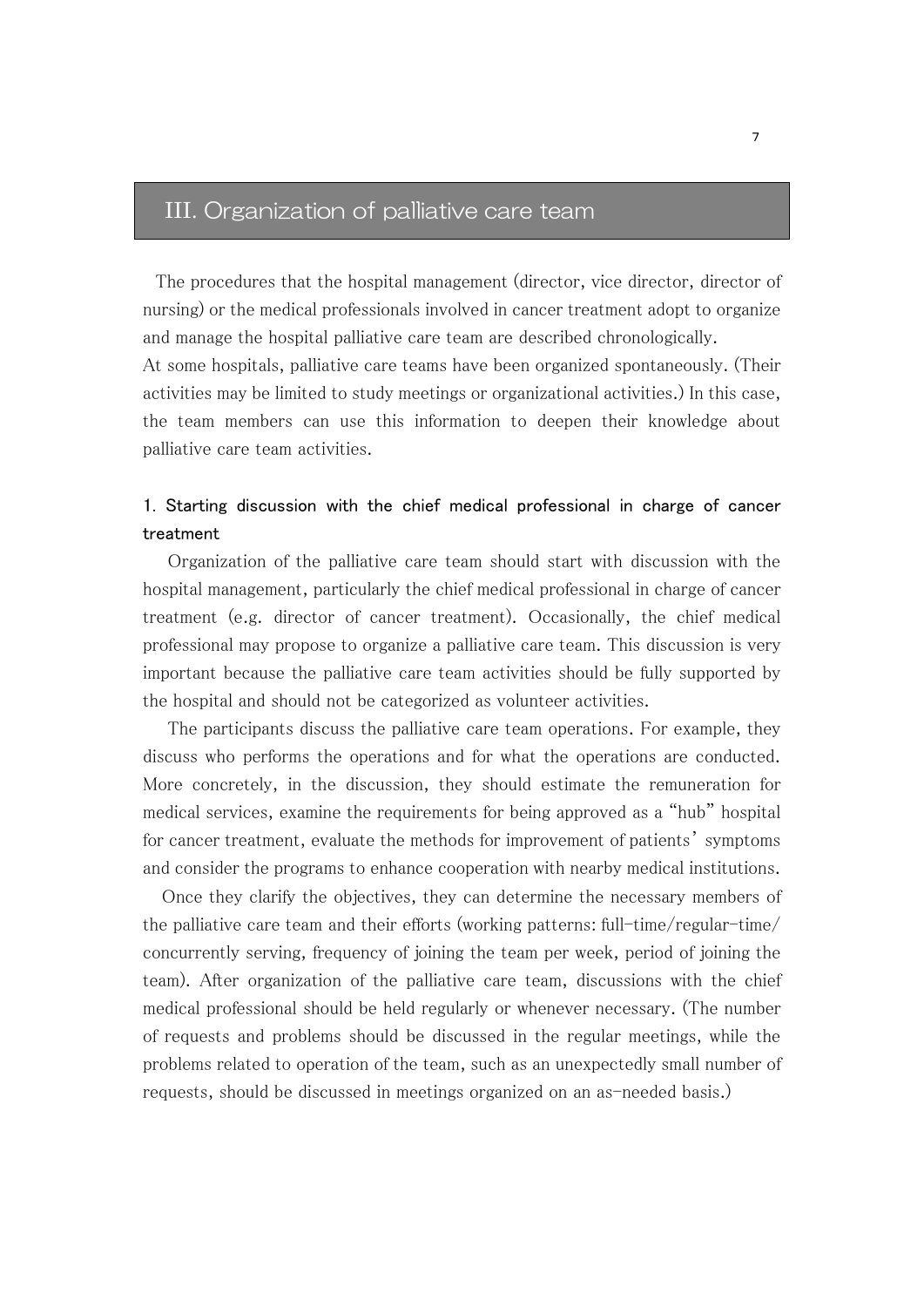# III. Organization of palliative care team

The procedures that the hospital management (director, vice director, director of nursing) or the medical professionals involved in cancer treatment adopt to organize and manage the hospital palliative care team are described chronologically.
At some hospitals, palliative care teams have been organized spontaneously. (Their activities may be limited to study meetings or organizational activities.) In this case, the team members can use this information to deepen their knowledge about palliative care team activities.

## 1. Starting discussion with the chief medical professional in charge of cancer treatment

Organization of the palliative care team should start with discussion with the hospital management, particularly the chief medical professional in charge of cancer treatment (e.g. director of cancer treatment). Occasionally, the chief medical professional may propose to organize a palliative care team. This discussion is very important because the palliative care team activities should be fully supported by the hospital and should not be categorized as volunteer activities.

The participants discuss the palliative care team operations. For example, they discuss who performs the operations and for what the operations are conducted. More concretely, in the discussion, they should estimate the remuneration for medical services, examine the requirements for being approved as a "hub" hospital for cancer treatment, evaluate the methods for improvement of patients' symptoms and consider the programs to enhance cooperation with nearby medical institutions.

Once they clarify the objectives, they can determine the necessary members of the palliative care team and their efforts (working patterns: full-time/regular-time/concurrently serving, frequency of joining the team per week, period of joining the team). After organization of the palliative care team, discussions with the chief medical professional should be held regularly or whenever necessary. (The number of requests and problems should be discussed in the regular meetings, while the problems related to operation of the team, such as an unexpectedly small number of requests, should be discussed in meetings organized on an as-needed basis.)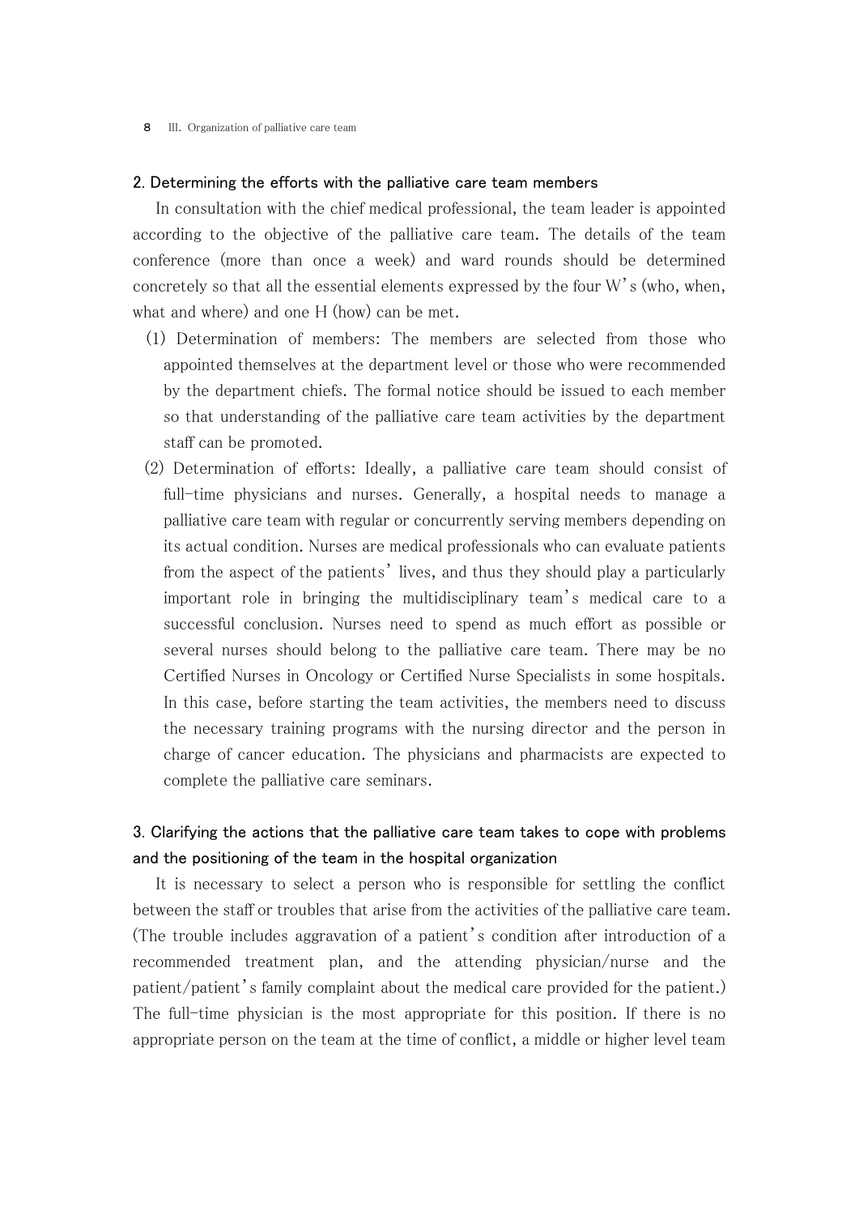## 2. Determining the efforts with the palliative care team members

In consultation with the chief medical professional, the team leader is appointed according to the objective of the palliative care team. The details of the team conference (more than once a week) and ward rounds should be determined concretely so that all the essential elements expressed by the four W's (who, when, what and where) and one H (how) can be met.

(1) Determination of members: The members are selected from those who appointed themselves at the department level or those who were recommended by the department chiefs. The formal notice should be issued to each member so that understanding of the palliative care team activities by the department staff can be promoted.

(2) Determination of efforts: Ideally, a palliative care team should consist of full-time physicians and nurses. Generally, a hospital needs to manage a palliative care team with regular or concurrently serving members depending on its actual condition. Nurses are medical professionals who can evaluate patients from the aspect of the patients' lives, and thus they should play a particularly important role in bringing the multidisciplinary team's medical care to a successful conclusion. Nurses need to spend as much effort as possible or several nurses should belong to the palliative care team. There may be no Certified Nurses in Oncology or Certified Nurse Specialists in some hospitals. In this case, before starting the team activities, the members need to discuss the necessary training programs with the nursing director and the person in charge of cancer education. The physicians and pharmacists are expected to complete the palliative care seminars.

## 3. Clarifying the actions that the palliative care team takes to cope with problems and the positioning of the team in the hospital organization

It is necessary to select a person who is responsible for settling the conflict between the staff or troubles that arise from the activities of the palliative care team. (The trouble includes aggravation of a patient's condition after introduction of a recommended treatment plan, and the attending physician/nurse and the patient/patient's family complaint about the medical care provided for the patient.) The full-time physician is the most appropriate for this position. If there is no appropriate person on the team at the time of conflict, a middle or higher level team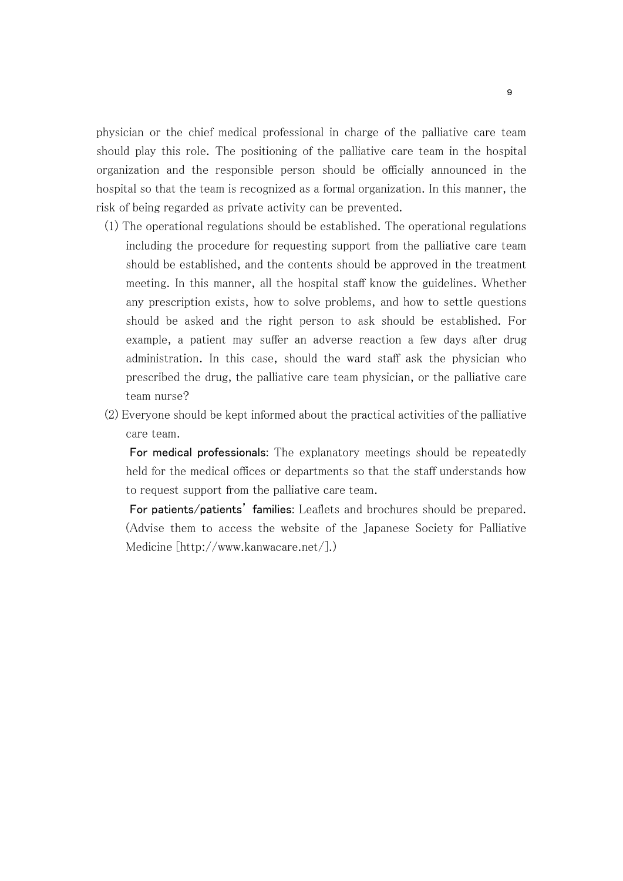physician or the chief medical professional in charge of the palliative care team should play this role. The positioning of the palliative care team in the hospital organization and the responsible person should be officially announced in the hospital so that the team is recognized as a formal organization. In this manner, the risk of being regarded as private activity can be prevented.

(1) The operational regulations should be established. The operational regulations including the procedure for requesting support from the palliative care team should be established, and the contents should be approved in the treatment meeting. In this manner, all the hospital staff know the guidelines. Whether any prescription exists, how to solve problems, and how to settle questions should be asked and the right person to ask should be established. For example, a patient may suffer an adverse reaction a few days after drug administration. In this case, should the ward staff ask the physician who prescribed the drug, the palliative care team physician, or the palliative care team nurse?

(2) Everyone should be kept informed about the practical activities of the palliative care team.

For medical professionals: The explanatory meetings should be repeatedly held for the medical offices or departments so that the staff understands how to request support from the palliative care team.

For patients/patients' families: Leaflets and brochures should be prepared. (Advise them to access the website of the Japanese Society for Palliative Medicine [http://www.kanwacare.net/].)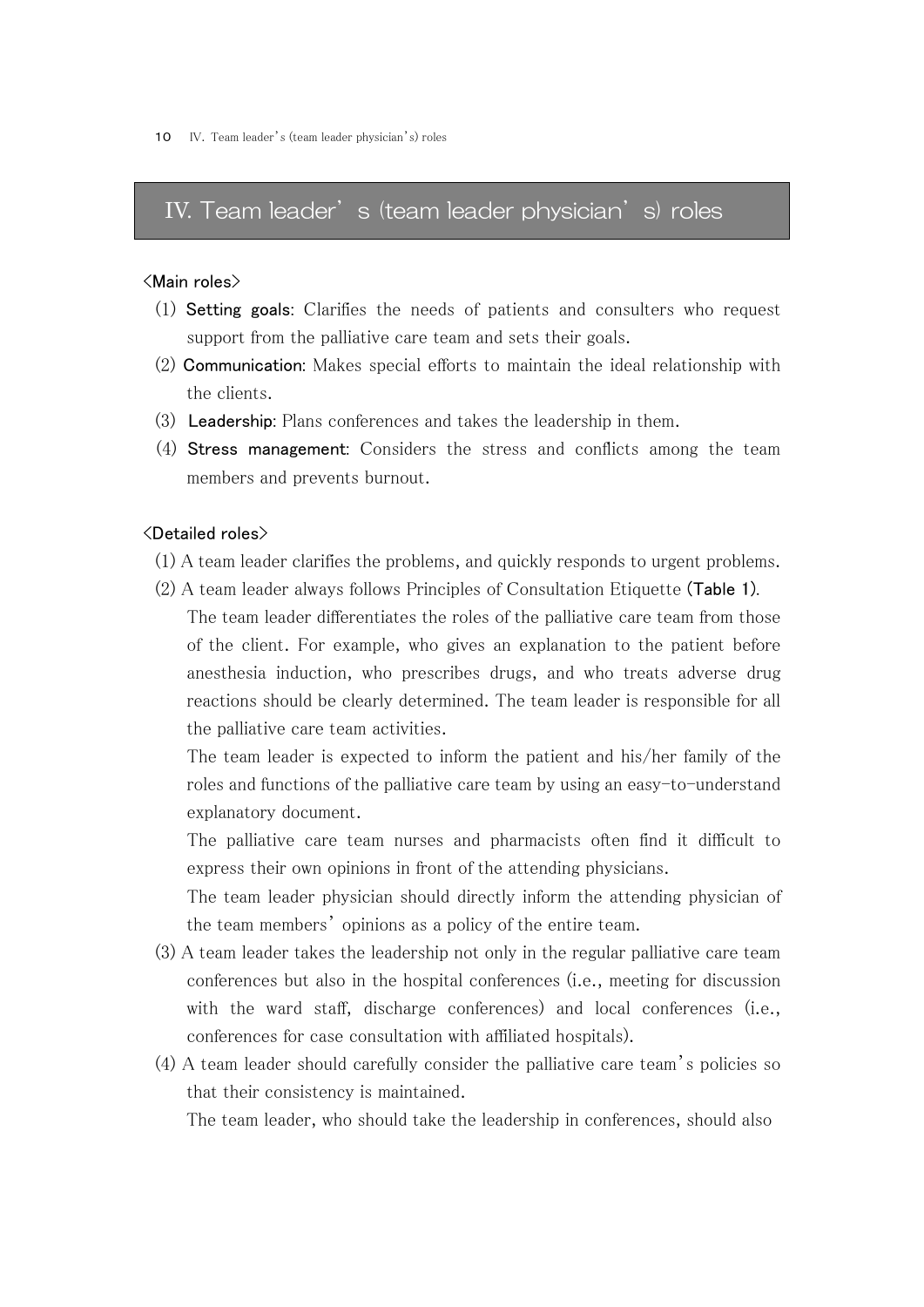# IV. Team leader's (team leader physician's) roles

<Main roles>

(1) **Setting goals**: Clarifies the needs of patients and consulters who request support from the palliative care team and sets their goals.

(2) **Communication**: Makes special efforts to maintain the ideal relationship with the clients.

(3) **Leadership**: Plans conferences and takes the leadership in them.

(4) **Stress management**: Considers the stress and conflicts among the team members and prevents burnout.

<Detailed roles>

(1) A team leader clarifies the problems, and quickly responds to urgent problems.

(2) A team leader always follows Principles of Consultation Etiquette (**Table 1**).

The team leader differentiates the roles of the palliative care team from those of the client. For example, who gives an explanation to the patient before anesthesia induction, who prescribes drugs, and who treats adverse drug reactions should be clearly determined. The team leader is responsible for all the palliative care team activities.

The team leader is expected to inform the patient and his/her family of the roles and functions of the palliative care team by using an easy-to-understand explanatory document.

The palliative care team nurses and pharmacists often find it difficult to express their own opinions in front of the attending physicians.

The team leader physician should directly inform the attending physician of the team members' opinions as a policy of the entire team.

(3) A team leader takes the leadership not only in the regular palliative care team conferences but also in the hospital conferences (i.e., meeting for discussion with the ward staff, discharge conferences) and local conferences (i.e., conferences for case consultation with affiliated hospitals).

(4) A team leader should carefully consider the palliative care team's policies so that their consistency is maintained.

The team leader, who should take the leadership in conferences, should also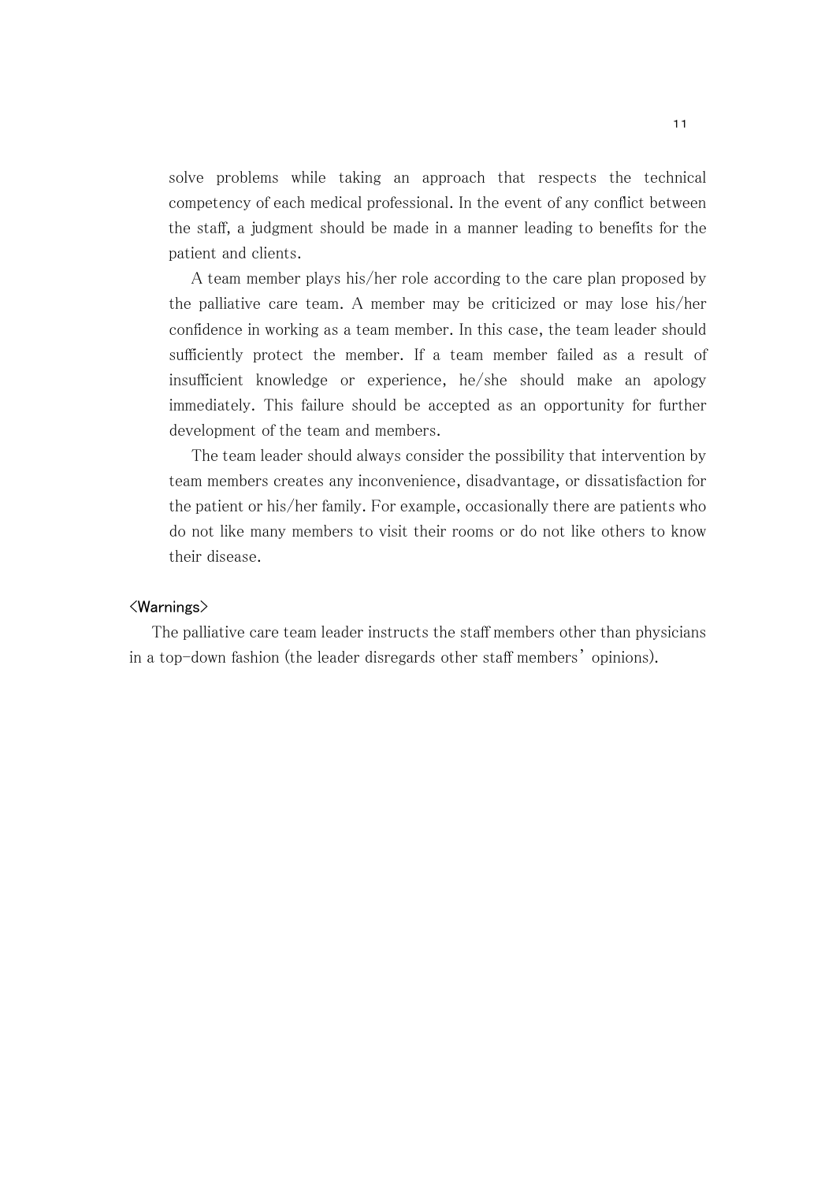solve problems while taking an approach that respects the technical competency of each medical professional. In the event of any conflict between the staff, a judgment should be made in a manner leading to benefits for the patient and clients.

A team member plays his/her role according to the care plan proposed by the palliative care team. A member may be criticized or may lose his/her confidence in working as a team member. In this case, the team leader should sufficiently protect the member. If a team member failed as a result of insufficient knowledge or experience, he/she should make an apology immediately. This failure should be accepted as an opportunity for further development of the team and members.

The team leader should always consider the possibility that intervention by team members creates any inconvenience, disadvantage, or dissatisfaction for the patient or his/her family. For example, occasionally there are patients who do not like many members to visit their rooms or do not like others to know their disease.

<Warnings>

The palliative care team leader instructs the staff members other than physicians in a top-down fashion (the leader disregards other staff members' opinions).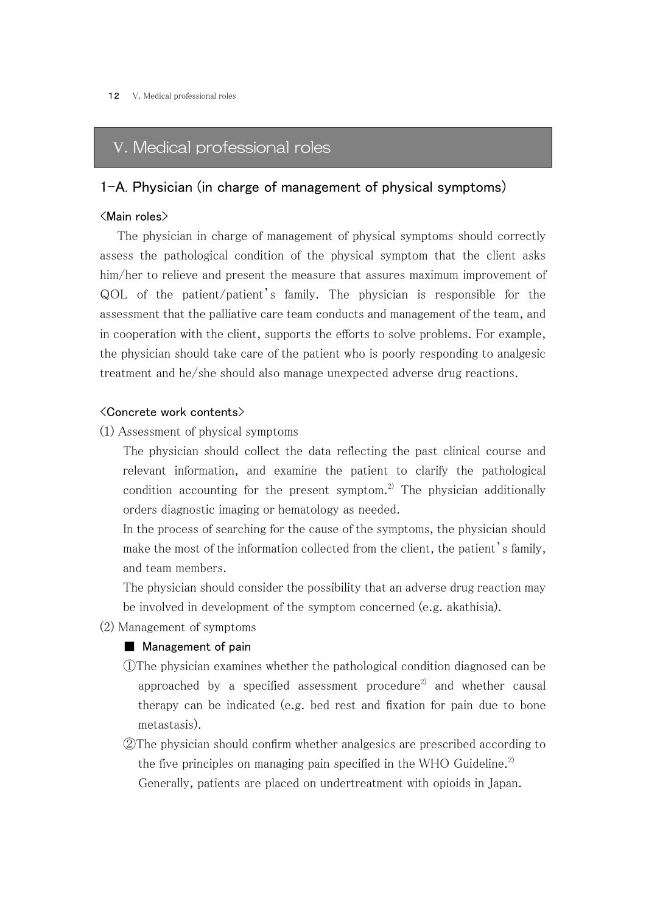# V. Medical professional roles

## 1-A. Physician (in charge of management of physical symptoms)

### <Main roles>

The physician in charge of management of physical symptoms should correctly assess the pathological condition of the physical symptom that the client asks him/her to relieve and present the measure that assures maximum improvement of QOL of the patient/patient's family. The physician is responsible for the assessment that the palliative care team conducts and management of the team, and in cooperation with the client, supports the efforts to solve problems. For example, the physician should take care of the patient who is poorly responding to analgesic treatment and he/she should also manage unexpected adverse drug reactions.

### <Concrete work contents>

(1) Assessment of physical symptoms

The physician should collect the data reflecting the past clinical course and relevant information, and examine the patient to clarify the pathological condition accounting for the present symptom.[2] The physician additionally orders diagnostic imaging or hematology as needed.

In the process of searching for the cause of the symptoms, the physician should make the most of the information collected from the client, the patient's family, and team members.

The physician should consider the possibility that an adverse drug reaction may be involved in development of the symptom concerned (e.g. akathisia).

(2) Management of symptoms

■ **Management of pain**

①The physician examines whether the pathological condition diagnosed can be approached by a specified assessment procedure[2] and whether causal therapy can be indicated (e.g. bed rest and fixation for pain due to bone metastasis).

②The physician should confirm whether analgesics are prescribed according to the five principles on managing pain specified in the WHO Guideline.[2] Generally, patients are placed on undertreatment with opioids in Japan.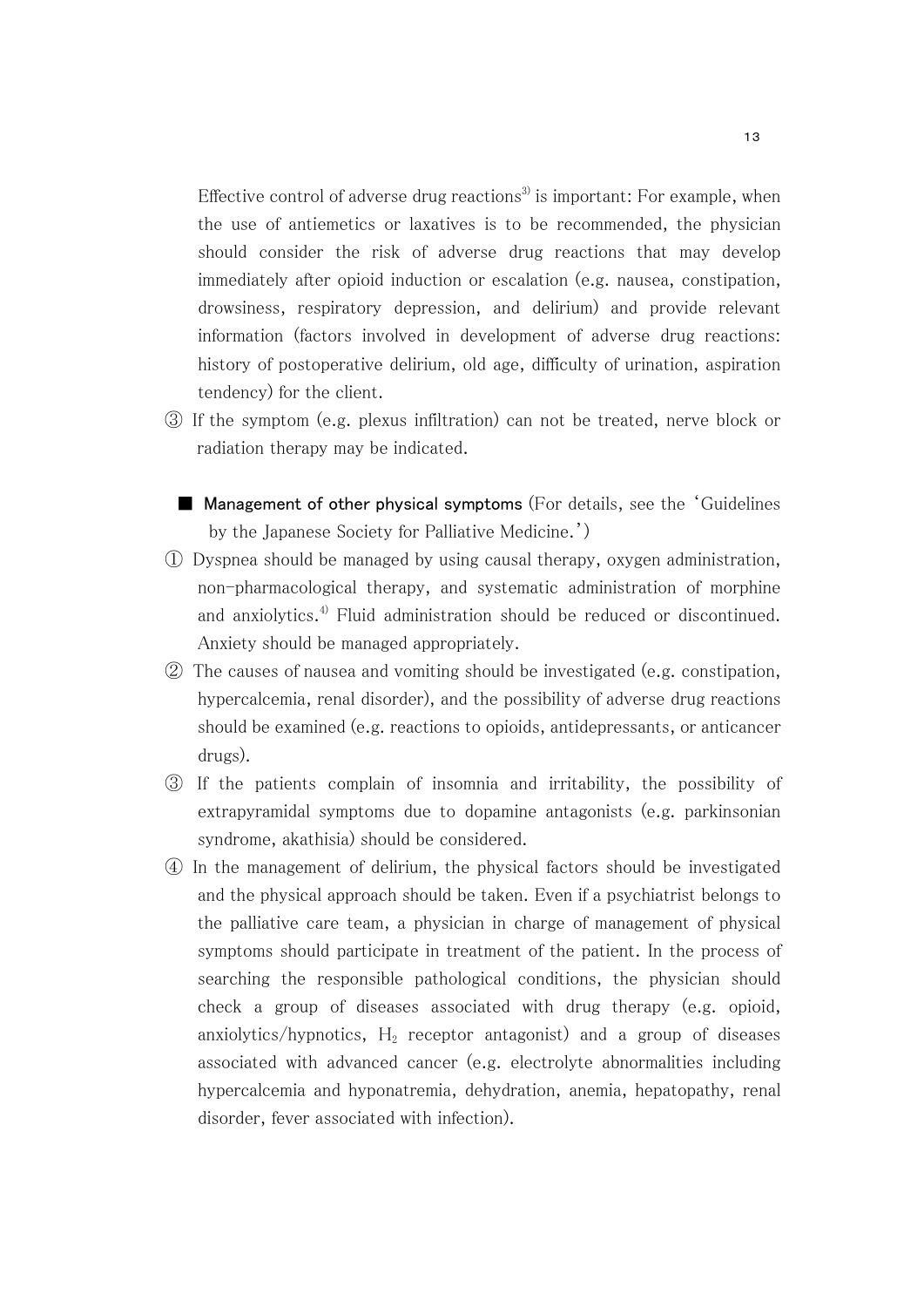Effective control of adverse drug reactions[3] is important: For example, when the use of antiemetics or laxatives is to be recommended, the physician should consider the risk of adverse drug reactions that may develop immediately after opioid induction or escalation (e.g. nausea, constipation, drowsiness, respiratory depression, and delirium) and provide relevant information (factors involved in development of adverse drug reactions: history of postoperative delirium, old age, difficulty of urination, aspiration tendency) for the client.

③ If the symptom (e.g. plexus infiltration) can not be treated, nerve block or radiation therapy may be indicated.

■ **Management of other physical symptoms** (For details, see the 'Guidelines by the Japanese Society for Palliative Medicine.')

① Dyspnea should be managed by using causal therapy, oxygen administration, non-pharmacological therapy, and systematic administration of morphine and anxiolytics.[4] Fluid administration should be reduced or discontinued. Anxiety should be managed appropriately.

② The causes of nausea and vomiting should be investigated (e.g. constipation, hypercalcemia, renal disorder), and the possibility of adverse drug reactions should be examined (e.g. reactions to opioids, antidepressants, or anticancer drugs).

③ If the patients complain of insomnia and irritability, the possibility of extrapyramidal symptoms due to dopamine antagonists (e.g. parkinsonian syndrome, akathisia) should be considered.

④ In the management of delirium, the physical factors should be investigated and the physical approach should be taken. Even if a psychiatrist belongs to the palliative care team, a physician in charge of management of physical symptoms should participate in treatment of the patient. In the process of searching the responsible pathological conditions, the physician should check a group of diseases associated with drug therapy (e.g. opioid, anxiolytics/hypnotics, $H_2$ receptor antagonist) and a group of diseases associated with advanced cancer (e.g. electrolyte abnormalities including hypercalcemia and hyponatremia, dehydration, anemia, hepatopathy, renal disorder, fever associated with infection).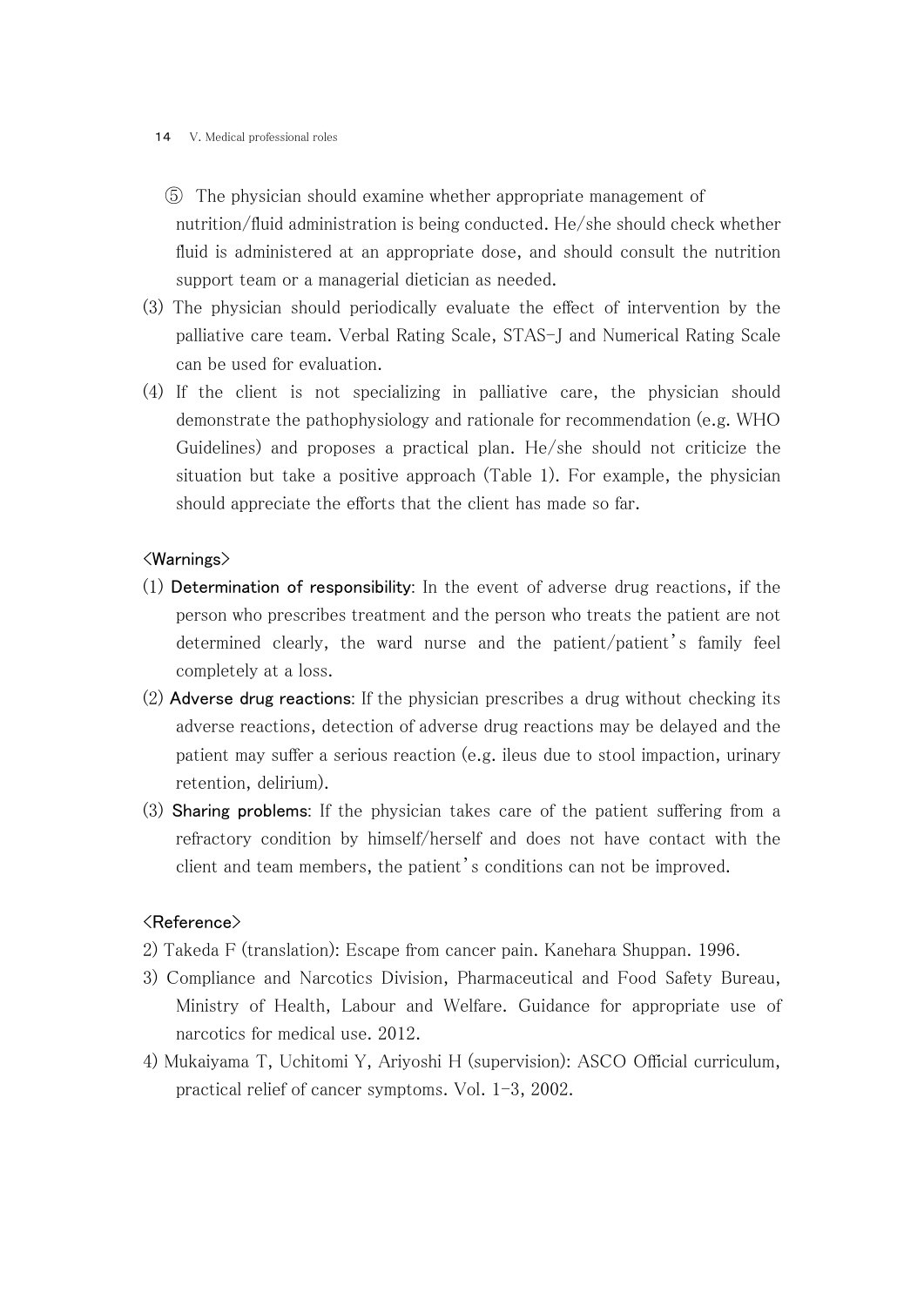⑤ The physician should examine whether appropriate management of nutrition/fluid administration is being conducted. He/she should check whether fluid is administered at an appropriate dose, and should consult the nutrition support team or a managerial dietician as needed.

(3) The physician should periodically evaluate the effect of intervention by the palliative care team. Verbal Rating Scale, STAS-J and Numerical Rating Scale can be used for evaluation.

(4) If the client is not specializing in palliative care, the physician should demonstrate the pathophysiology and rationale for recommendation (e.g. WHO Guidelines) and proposes a practical plan. He/she should not criticize the situation but take a positive approach (Table 1). For example, the physician should appreciate the efforts that the client has made so far.

<Warnings>

(1) **Determination of responsibility**: In the event of adverse drug reactions, if the person who prescribes treatment and the person who treats the patient are not determined clearly, the ward nurse and the patient/patient's family feel completely at a loss.

(2) **Adverse drug reactions**: If the physician prescribes a drug without checking its adverse reactions, detection of adverse drug reactions may be delayed and the patient may suffer a serious reaction (e.g. ileus due to stool impaction, urinary retention, delirium).

(3) **Sharing problems**: If the physician takes care of the patient suffering from a refractory condition by himself/herself and does not have contact with the client and team members, the patient's conditions can not be improved.

<Reference>

2) Takeda F (translation): Escape from cancer pain. Kanehara Shuppan. 1996.

3) Compliance and Narcotics Division, Pharmaceutical and Food Safety Bureau, Ministry of Health, Labour and Welfare. Guidance for appropriate use of narcotics for medical use. 2012.

4) Mukaiyama T, Uchitomi Y, Ariyoshi H (supervision): ASCO Official curriculum, practical relief of cancer symptoms. Vol. 1-3, 2002.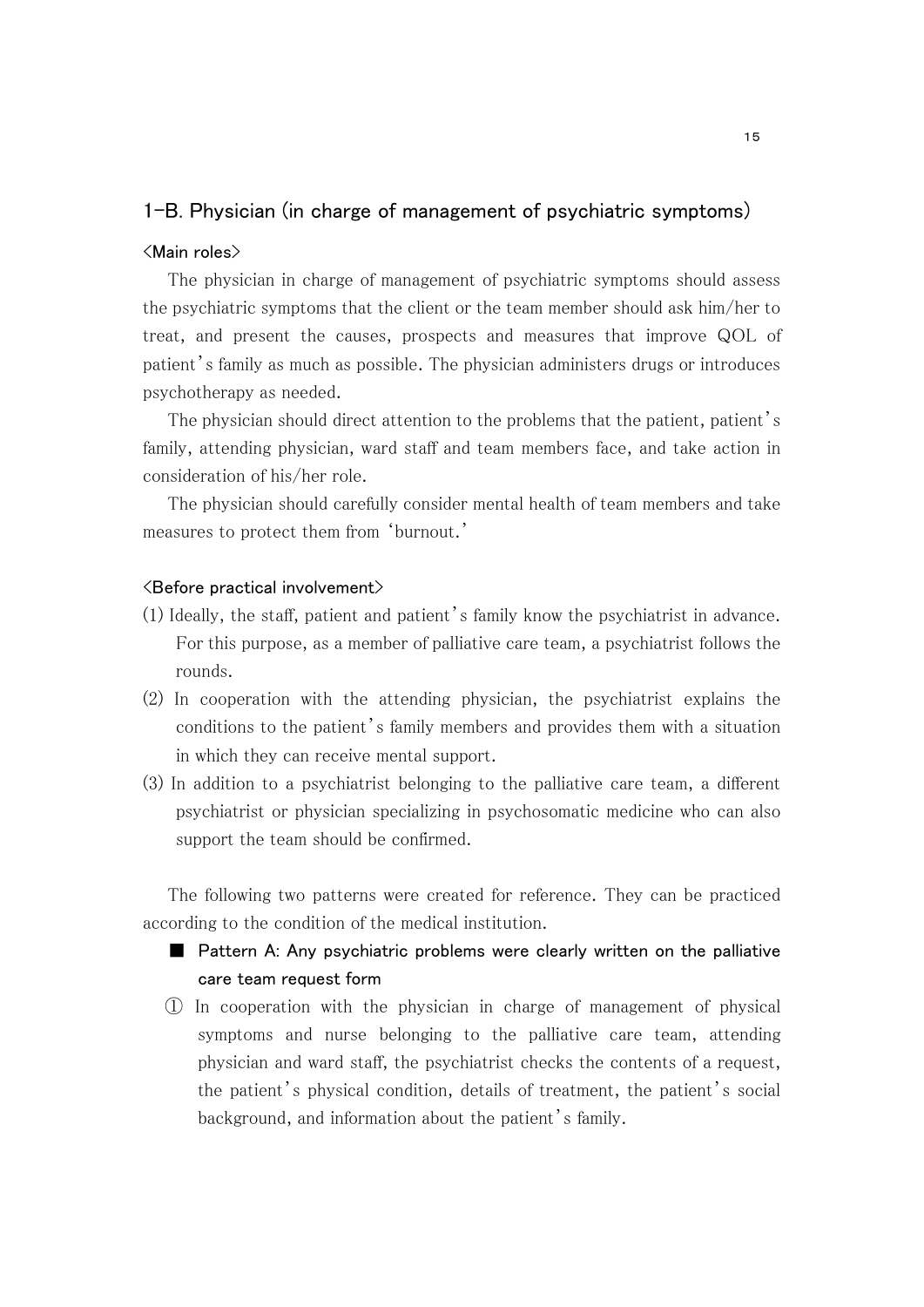## 1-B. Physician (in charge of management of psychiatric symptoms)

<Main roles>

The physician in charge of management of psychiatric symptoms should assess the psychiatric symptoms that the client or the team member should ask him/her to treat, and present the causes, prospects and measures that improve QOL of patient's family as much as possible. The physician administers drugs or introduces psychotherapy as needed.

The physician should direct attention to the problems that the patient, patient's family, attending physician, ward staff and team members face, and take action in consideration of his/her role.

The physician should carefully consider mental health of team members and take measures to protect them from 'burnout.'

<Before practical involvement>

(1) Ideally, the staff, patient and patient's family know the psychiatrist in advance. For this purpose, as a member of palliative care team, a psychiatrist follows the rounds.

(2) In cooperation with the attending physician, the psychiatrist explains the conditions to the patient's family members and provides them with a situation in which they can receive mental support.

(3) In addition to a psychiatrist belonging to the palliative care team, a different psychiatrist or physician specializing in psychosomatic medicine who can also support the team should be confirmed.

The following two patterns were created for reference. They can be practiced according to the condition of the medical institution.

■ **Pattern A: Any psychiatric problems were clearly written on the palliative care team request form**

① In cooperation with the physician in charge of management of physical symptoms and nurse belonging to the palliative care team, attending physician and ward staff, the psychiatrist checks the contents of a request, the patient's physical condition, details of treatment, the patient's social background, and information about the patient's family.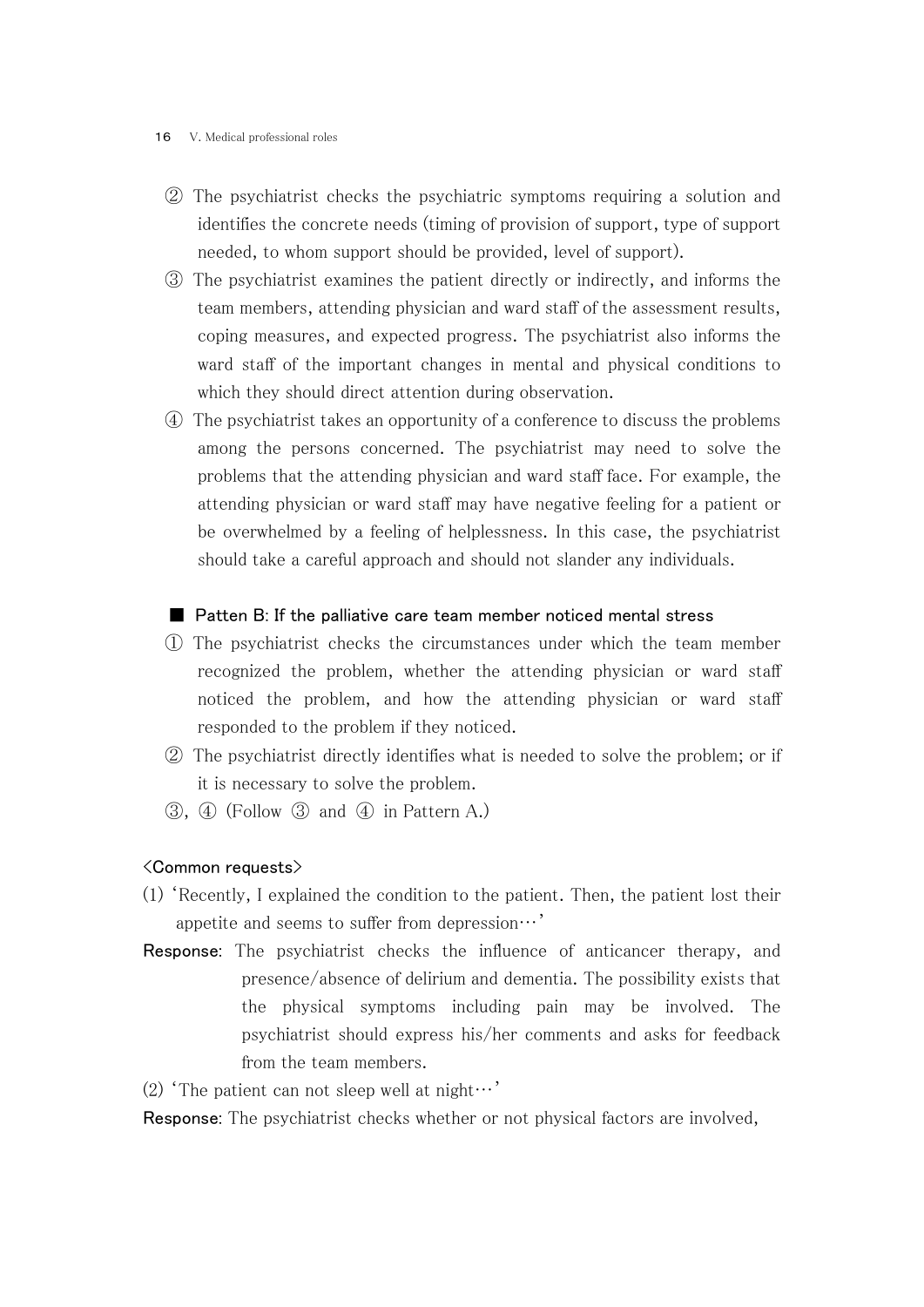② The psychiatrist checks the psychiatric symptoms requiring a solution and identifies the concrete needs (timing of provision of support, type of support needed, to whom support should be provided, level of support).

③ The psychiatrist examines the patient directly or indirectly, and informs the team members, attending physician and ward staff of the assessment results, coping measures, and expected progress. The psychiatrist also informs the ward staff of the important changes in mental and physical conditions to which they should direct attention during observation.

④ The psychiatrist takes an opportunity of a conference to discuss the problems among the persons concerned. The psychiatrist may need to solve the problems that the attending physician and ward staff face. For example, the attending physician or ward staff may have negative feeling for a patient or be overwhelmed by a feeling of helplessness. In this case, the psychiatrist should take a careful approach and should not slander any individuals.

### ■ Patten B: If the palliative care team member noticed mental stress

① The psychiatrist checks the circumstances under which the team member recognized the problem, whether the attending physician or ward staff noticed the problem, and how the attending physician or ward staff responded to the problem if they noticed.

② The psychiatrist directly identifies what is needed to solve the problem; or if it is necessary to solve the problem.

③, ④ (Follow ③ and ④ in Pattern A.)

<Common requests>

(1) ‘Recently, I explained the condition to the patient. Then, the patient lost their appetite and seems to suffer from depression…’

**Response**: The psychiatrist checks the influence of anticancer therapy, and presence/absence of delirium and dementia. The possibility exists that the physical symptoms including pain may be involved. The psychiatrist should express his/her comments and asks for feedback from the team members.

(2) ‘The patient can not sleep well at night…’

**Response**: The psychiatrist checks whether or not physical factors are involved,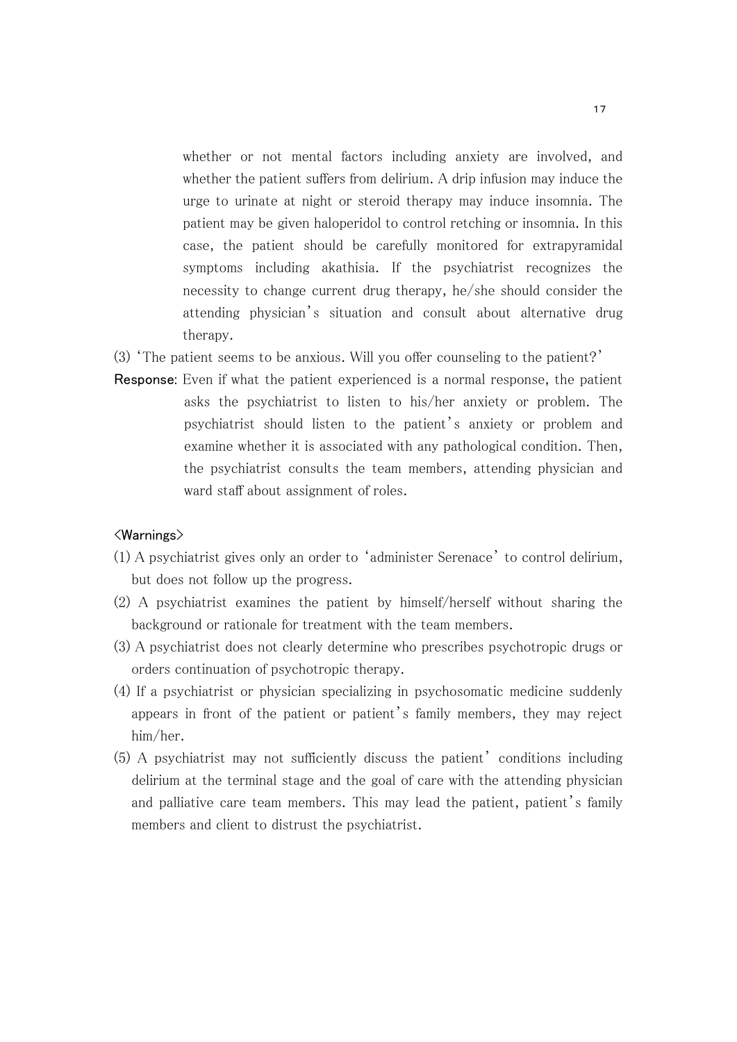whether or not mental factors including anxiety are involved, and whether the patient suffers from delirium. A drip infusion may induce the urge to urinate at night or steroid therapy may induce insomnia. The patient may be given haloperidol to control retching or insomnia. In this case, the patient should be carefully monitored for extrapyramidal symptoms including akathisia. If the psychiatrist recognizes the necessity to change current drug therapy, he/she should consider the attending physician's situation and consult about alternative drug therapy.

(3) 'The patient seems to be anxious. Will you offer counseling to the patient?'

**Response**: Even if what the patient experienced is a normal response, the patient asks the psychiatrist to listen to his/her anxiety or problem. The psychiatrist should listen to the patient's anxiety or problem and examine whether it is associated with any pathological condition. Then, the psychiatrist consults the team members, attending physician and ward staff about assignment of roles.

<Warnings>

(1) A psychiatrist gives only an order to 'administer Serenace' to control delirium, but does not follow up the progress.

(2) A psychiatrist examines the patient by himself/herself without sharing the background or rationale for treatment with the team members.

(3) A psychiatrist does not clearly determine who prescribes psychotropic drugs or orders continuation of psychotropic therapy.

(4) If a psychiatrist or physician specializing in psychosomatic medicine suddenly appears in front of the patient or patient's family members, they may reject him/her.

(5) A psychiatrist may not sufficiently discuss the patient' conditions including delirium at the terminal stage and the goal of care with the attending physician and palliative care team members. This may lead the patient, patient's family members and client to distrust the psychiatrist.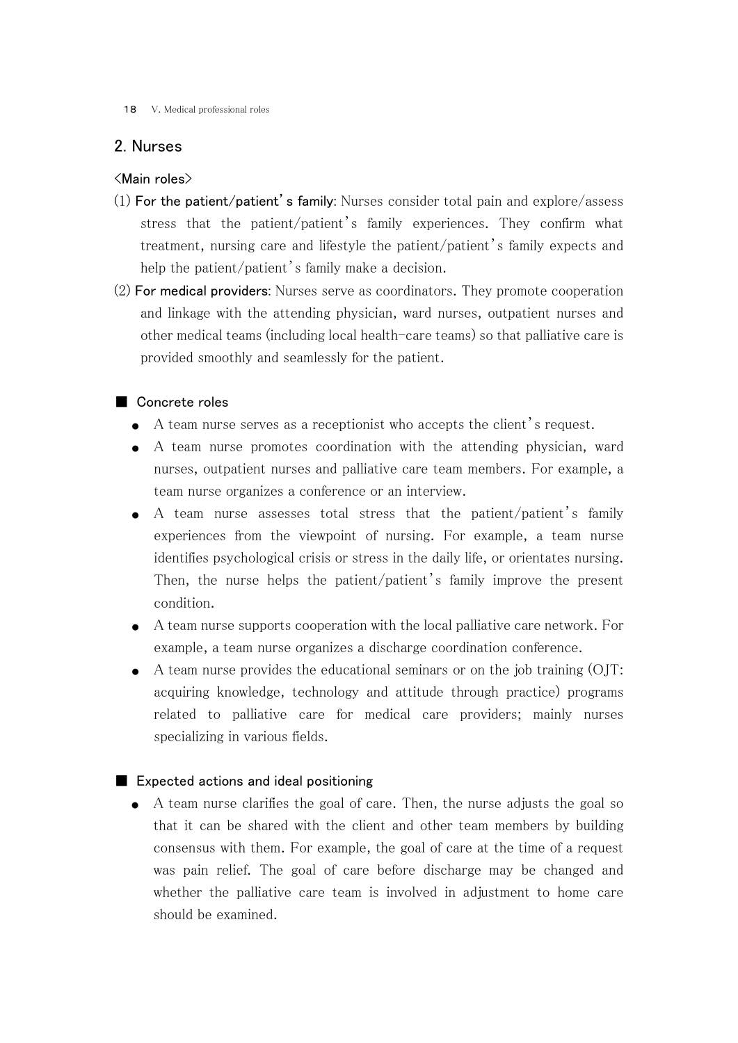## 2. Nurses

<Main roles>

(1) **For the patient/patient's family**: Nurses consider total pain and explore/assess stress that the patient/patient's family experiences. They confirm what treatment, nursing care and lifestyle the patient/patient's family expects and help the patient/patient's family make a decision.

(2) **For medical providers**: Nurses serve as coordinators. They promote cooperation and linkage with the attending physician, ward nurses, outpatient nurses and other medical teams (including local health-care teams) so that palliative care is provided smoothly and seamlessly for the patient.

### ■ Concrete roles

- A team nurse serves as a receptionist who accepts the client's request.
- A team nurse promotes coordination with the attending physician, ward nurses, outpatient nurses and palliative care team members. For example, a team nurse organizes a conference or an interview.
- A team nurse assesses total stress that the patient/patient's family experiences from the viewpoint of nursing. For example, a team nurse identifies psychological crisis or stress in the daily life, or orientates nursing. Then, the nurse helps the patient/patient's family improve the present condition.
- A team nurse supports cooperation with the local palliative care network. For example, a team nurse organizes a discharge coordination conference.
- A team nurse provides the educational seminars or on the job training (OJT: acquiring knowledge, technology and attitude through practice) programs related to palliative care for medical care providers; mainly nurses specializing in various fields.

### ■ Expected actions and ideal positioning

- A team nurse clarifies the goal of care. Then, the nurse adjusts the goal so that it can be shared with the client and other team members by building consensus with them. For example, the goal of care at the time of a request was pain relief. The goal of care before discharge may be changed and whether the palliative care team is involved in adjustment to home care should be examined.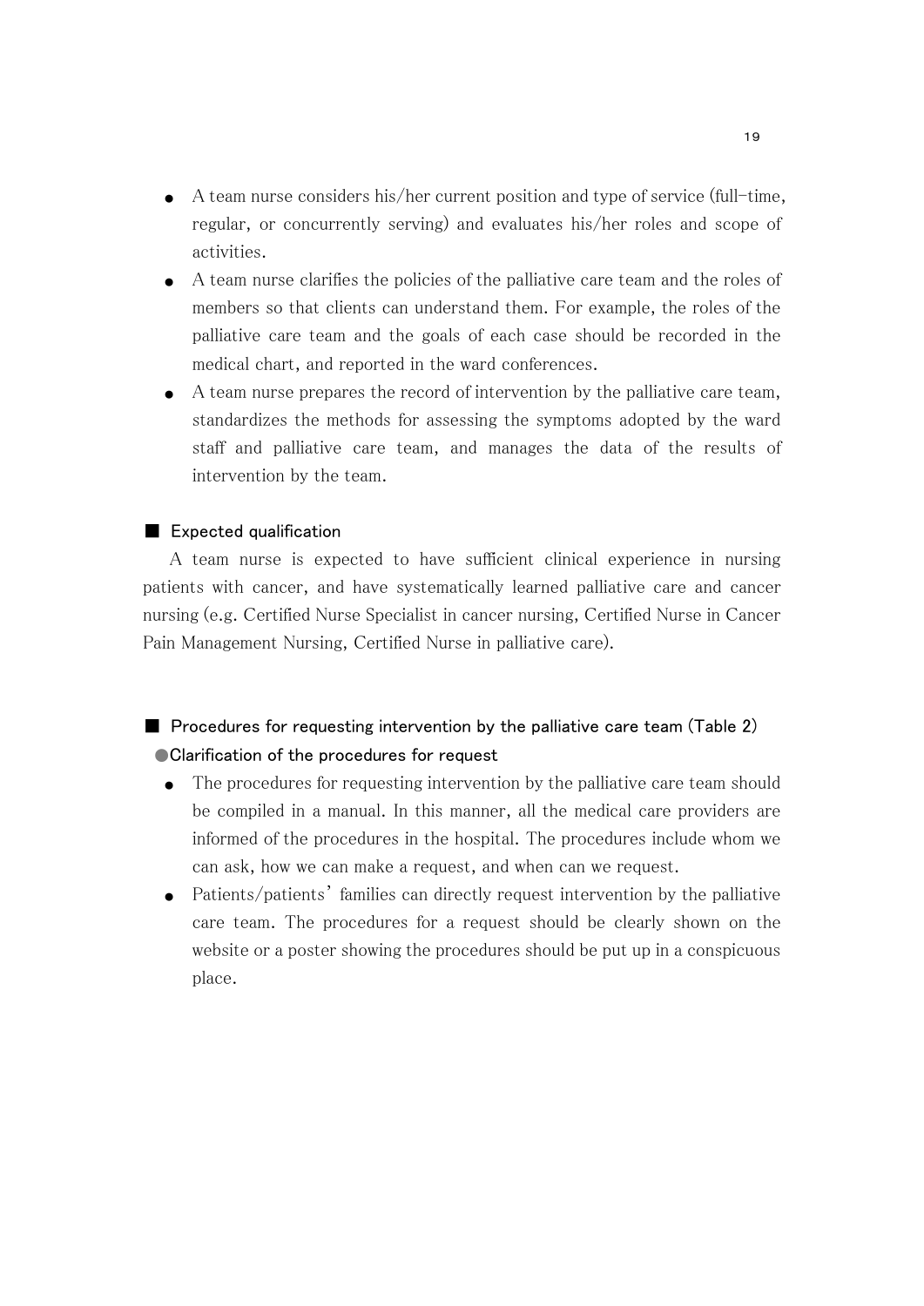- A team nurse considers his/her current position and type of service (full-time, regular, or concurrently serving) and evaluates his/her roles and scope of activities.
- A team nurse clarifies the policies of the palliative care team and the roles of members so that clients can understand them. For example, the roles of the palliative care team and the goals of each case should be recorded in the medical chart, and reported in the ward conferences.
- A team nurse prepares the record of intervention by the palliative care team, standardizes the methods for assessing the symptoms adopted by the ward staff and palliative care team, and manages the data of the results of intervention by the team.

## ■ Expected qualification

A team nurse is expected to have sufficient clinical experience in nursing patients with cancer, and have systematically learned palliative care and cancer nursing (e.g. Certified Nurse Specialist in cancer nursing, Certified Nurse in Cancer Pain Management Nursing, Certified Nurse in palliative care).

## ■ Procedures for requesting intervention by the palliative care team (Table 2)

### ●Clarification of the procedures for request

- The procedures for requesting intervention by the palliative care team should be compiled in a manual. In this manner, all the medical care providers are informed of the procedures in the hospital. The procedures include whom we can ask, how we can make a request, and when can we request.
- Patients/patients' families can directly request intervention by the palliative care team. The procedures for a request should be clearly shown on the website or a poster showing the procedures should be put up in a conspicuous place.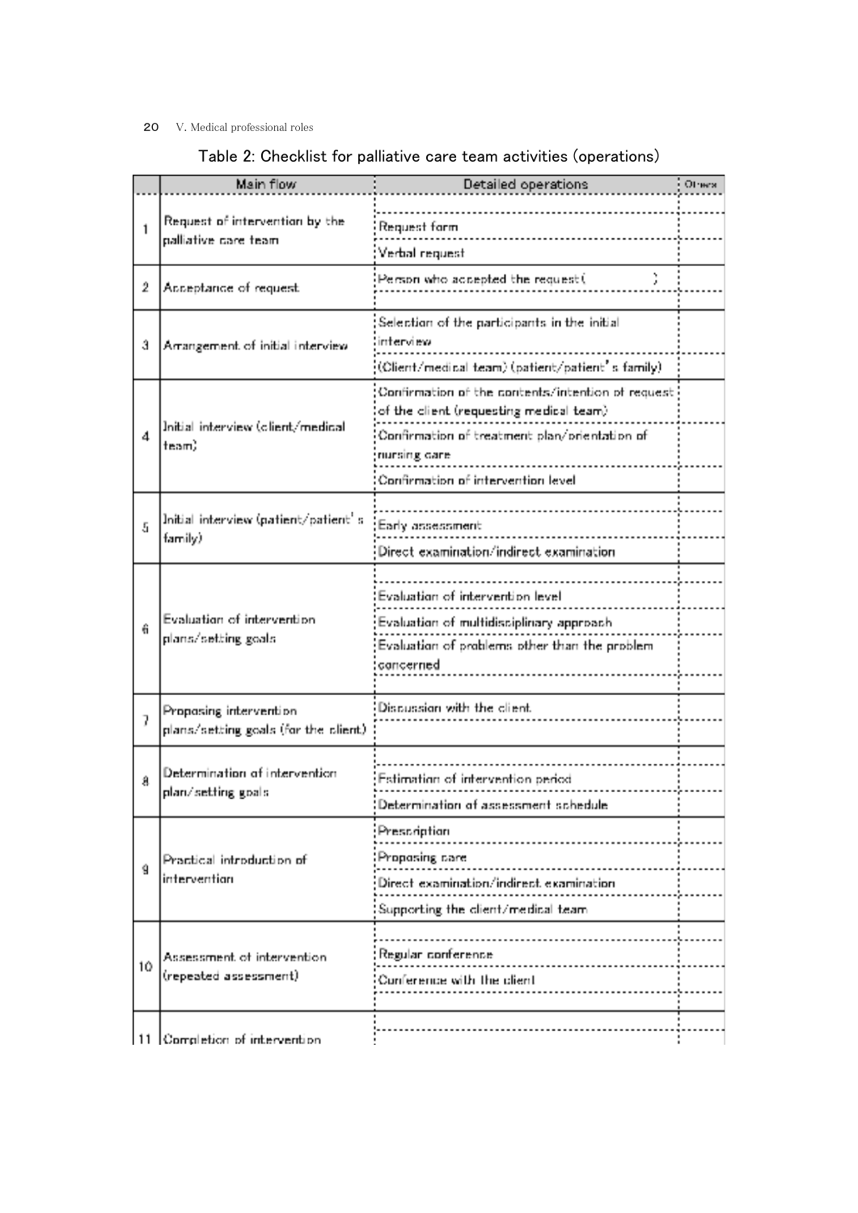Table 2: Checklist for palliative care team activities (operations)

|  | Main flow | Detailed operations | Others |
|---|---|---|---|
| 1 | Request of intervention by the palliative care team |  |  |
|  |  | Request form |  |
|  |  | Verbal request |  |
| 2 | Acceptance of request | Person who accepted the request(　　　　) |  |
|  |  |  |  |
| 3 | Arrangement of initial interview | Selection of the participants in the initial interview |  |
|  |  | (Client/medical team) (patient/patient's family) |  |
| 4 | Initial interview (client/medical team) | Confirmation of the contents/intention of request of the client (requesting medical team) |  |
|  |  | Confirmation of treatment plan/orientation of nursing care |  |
|  |  | Confirmation of intervention level |  |
| 5 | Initial interview (patient/patient's family) |  |  |
|  |  | Early assessment |  |
|  |  | Direct examination/indirect examination |  |
| 6 | Evaluation of intervention plans/setting goals |  |  |
|  |  | Evaluation of intervention level |  |
|  |  | Evaluation of multidisciplinary approach |  |
|  |  | Evaluation of problems other than the problem concerned |  |
|  |  |  |  |
| 7 | Proposing intervention plans/setting goals (for the client) | Discussion with the client |  |
|  |  |  |  |
| 8 | Determination of intervention plan/setting goals |  |  |
|  |  | Estimation of intervention period |  |
|  |  | Determination of assessment schedule |  |
| 9 | Practical introduction of intervention | Prescription |  |
|  |  | Proposing care |  |
|  |  | Direct examination/indirect examination |  |
|  |  | Supporting the client/medical team |  |
| 10 | Assessment of intervention (repeated assessment) |  |  |
|  |  | Regular conference |  |
|  |  | Conference with the client |  |
|  |  |  |  |
| 11 | Completion of intervention |  |  |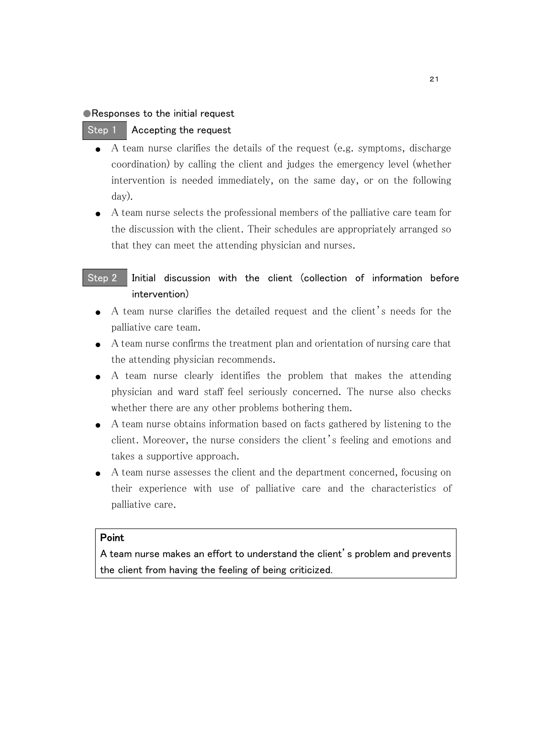●Responses to the initial request

**Step 1** Accepting the request

- A team nurse clarifies the details of the request (e.g. symptoms, discharge coordination) by calling the client and judges the emergency level (whether intervention is needed immediately, on the same day, or on the following day).
- A team nurse selects the professional members of the palliative care team for the discussion with the client. Their schedules are appropriately arranged so that they can meet the attending physician and nurses.

**Step 2** Initial discussion with the client (collection of information before intervention)

- A team nurse clarifies the detailed request and the client's needs for the palliative care team.
- A team nurse confirms the treatment plan and orientation of nursing care that the attending physician recommends.
- A team nurse clearly identifies the problem that makes the attending physician and ward staff feel seriously concerned. The nurse also checks whether there are any other problems bothering them.
- A team nurse obtains information based on facts gathered by listening to the client. Moreover, the nurse considers the client's feeling and emotions and takes a supportive approach.
- A team nurse assesses the client and the department concerned, focusing on their experience with use of palliative care and the characteristics of palliative care.

> **Point**
> A team nurse makes an effort to understand the client's problem and prevents the client from having the feeling of being criticized.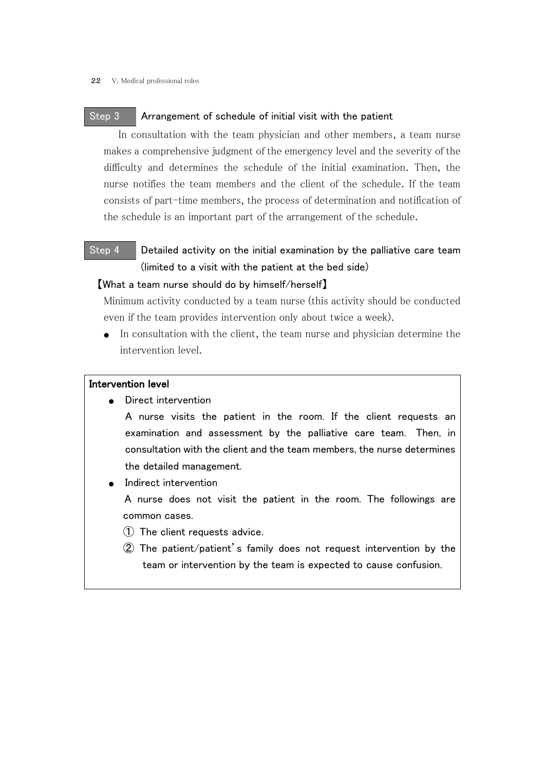### Step 3　Arrangement of schedule of initial visit with the patient

In consultation with the team physician and other members, a team nurse makes a comprehensive judgment of the emergency level and the severity of the difficulty and determines the schedule of the initial examination. Then, the nurse notifies the team members and the client of the schedule. If the team consists of part-time members, the process of determination and notification of the schedule is an important part of the arrangement of the schedule.

### Step 4　Detailed activity on the initial examination by the palliative care team (limited to a visit with the patient at the bed side)

**【What a team nurse should do by himself/herself】**

Minimum activity conducted by a team nurse (this activity should be conducted even if the team provides intervention only about twice a week).

- In consultation with the client, the team nurse and physician determine the intervention level.

**Intervention level**

- Direct intervention

  A nurse visits the patient in the room. If the client requests an examination and assessment by the palliative care team. Then, in consultation with the client and the team members, the nurse determines the detailed management.

- Indirect intervention

  A nurse does not visit the patient in the room. The followings are common cases.

  ① The client requests advice.

  ② The patient/patient's family does not request intervention by the team or intervention by the team is expected to cause confusion.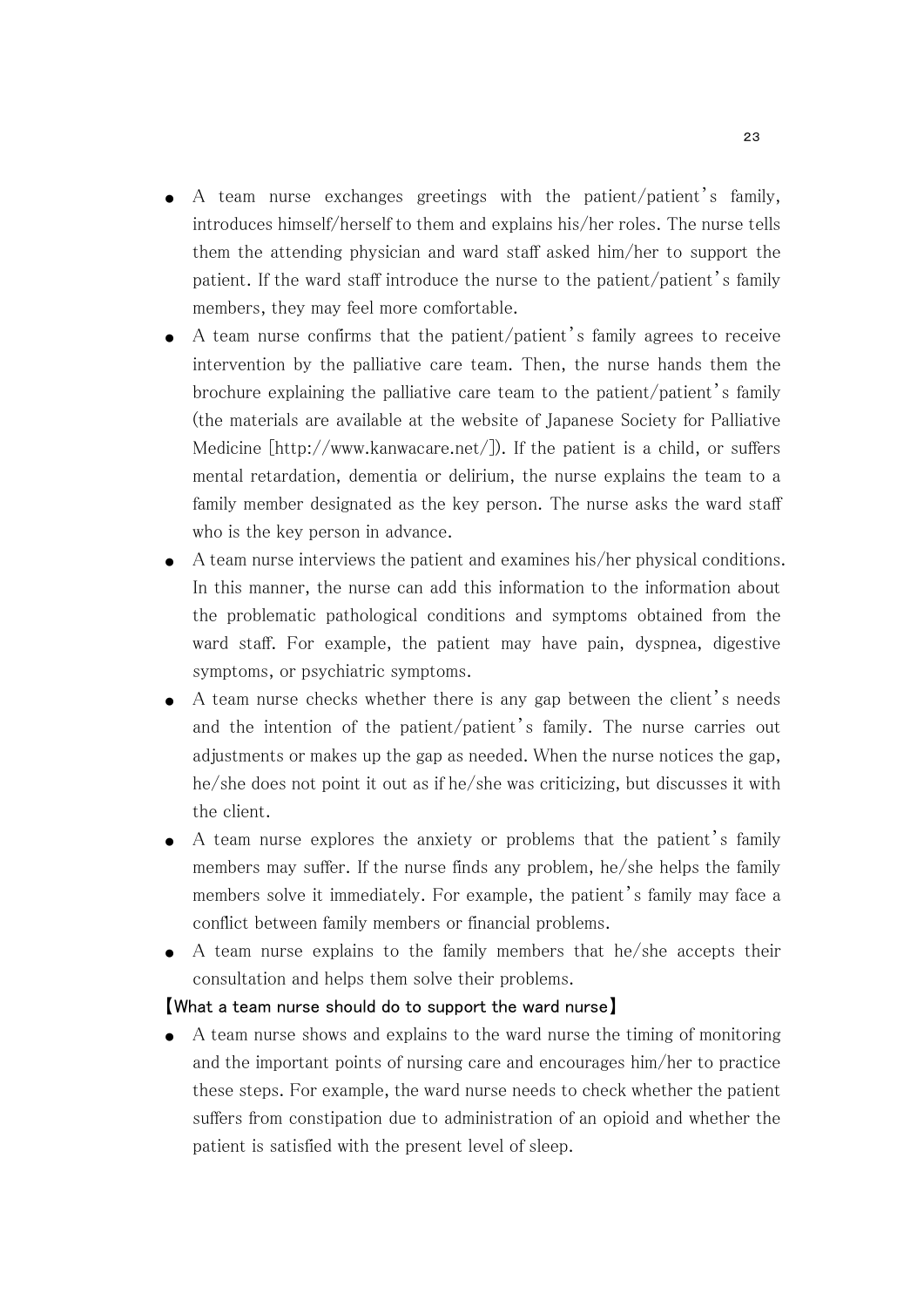- A team nurse exchanges greetings with the patient/patient's family, introduces himself/herself to them and explains his/her roles. The nurse tells them the attending physician and ward staff asked him/her to support the patient. If the ward staff introduce the nurse to the patient/patient's family members, they may feel more comfortable.
- A team nurse confirms that the patient/patient's family agrees to receive intervention by the palliative care team. Then, the nurse hands them the brochure explaining the palliative care team to the patient/patient's family (the materials are available at the website of Japanese Society for Palliative Medicine [http://www.kanwacare.net/]). If the patient is a child, or suffers mental retardation, dementia or delirium, the nurse explains the team to a family member designated as the key person. The nurse asks the ward staff who is the key person in advance.
- A team nurse interviews the patient and examines his/her physical conditions. In this manner, the nurse can add this information to the information about the problematic pathological conditions and symptoms obtained from the ward staff. For example, the patient may have pain, dyspnea, digestive symptoms, or psychiatric symptoms.
- A team nurse checks whether there is any gap between the client's needs and the intention of the patient/patient's family. The nurse carries out adjustments or makes up the gap as needed. When the nurse notices the gap, he/she does not point it out as if he/she was criticizing, but discusses it with the client.
- A team nurse explores the anxiety or problems that the patient's family members may suffer. If the nurse finds any problem, he/she helps the family members solve it immediately. For example, the patient's family may face a conflict between family members or financial problems.
- A team nurse explains to the family members that he/she accepts their consultation and helps them solve their problems.

【What a team nurse should do to support the ward nurse】

- A team nurse shows and explains to the ward nurse the timing of monitoring and the important points of nursing care and encourages him/her to practice these steps. For example, the ward nurse needs to check whether the patient suffers from constipation due to administration of an opioid and whether the patient is satisfied with the present level of sleep.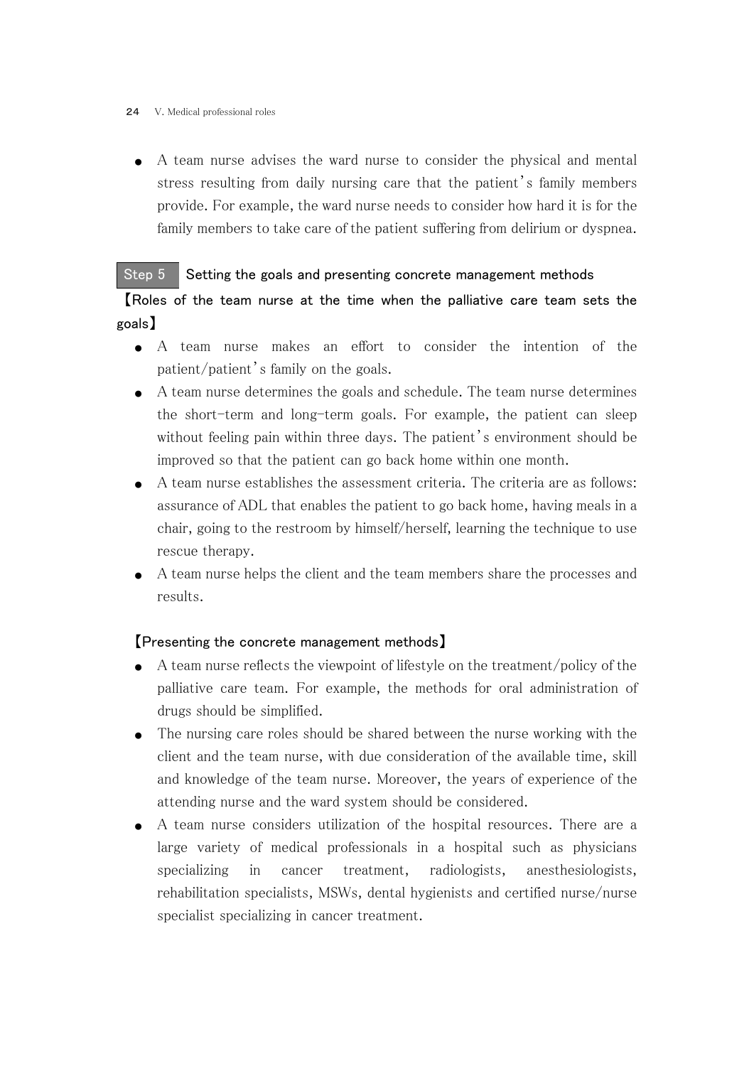- A team nurse advises the ward nurse to consider the physical and mental stress resulting from daily nursing care that the patient's family members provide. For example, the ward nurse needs to consider how hard it is for the family members to take care of the patient suffering from delirium or dyspnea.

## Step 5 Setting the goals and presenting concrete management methods

### 【Roles of the team nurse at the time when the palliative care team sets the goals】

- A team nurse makes an effort to consider the intention of the patient/patient's family on the goals.
- A team nurse determines the goals and schedule. The team nurse determines the short-term and long-term goals. For example, the patient can sleep without feeling pain within three days. The patient's environment should be improved so that the patient can go back home within one month.
- A team nurse establishes the assessment criteria. The criteria are as follows: assurance of ADL that enables the patient to go back home, having meals in a chair, going to the restroom by himself/herself, learning the technique to use rescue therapy.
- A team nurse helps the client and the team members share the processes and results.

### 【Presenting the concrete management methods】

- A team nurse reflects the viewpoint of lifestyle on the treatment/policy of the palliative care team. For example, the methods for oral administration of drugs should be simplified.
- The nursing care roles should be shared between the nurse working with the client and the team nurse, with due consideration of the available time, skill and knowledge of the team nurse. Moreover, the years of experience of the attending nurse and the ward system should be considered.
- A team nurse considers utilization of the hospital resources. There are a large variety of medical professionals in a hospital such as physicians specializing in cancer treatment, radiologists, anesthesiologists, rehabilitation specialists, MSWs, dental hygienists and certified nurse/nurse specialist specializing in cancer treatment.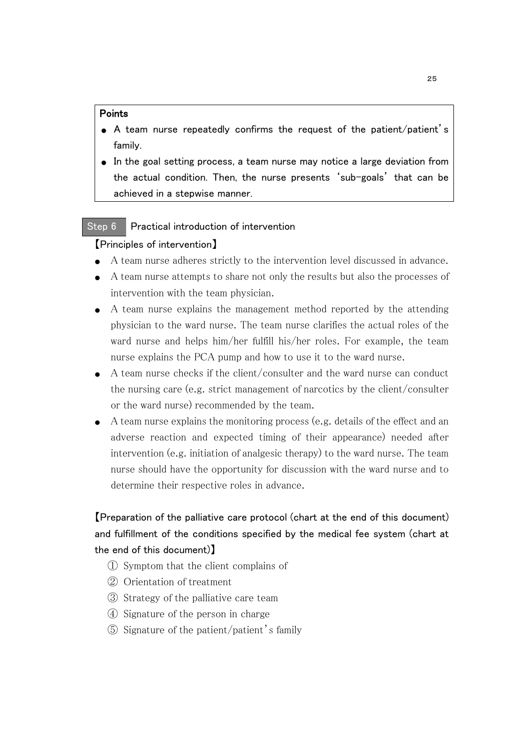**Points**

- A team nurse repeatedly confirms the request of the patient/patient's family.
- In the goal setting process, a team nurse may notice a large deviation from the actual condition. Then, the nurse presents 'sub-goals' that can be achieved in a stepwise manner.

## Step 6 Practical introduction of intervention

**【Principles of intervention】**

- A team nurse adheres strictly to the intervention level discussed in advance.
- A team nurse attempts to share not only the results but also the processes of intervention with the team physician.
- A team nurse explains the management method reported by the attending physician to the ward nurse. The team nurse clarifies the actual roles of the ward nurse and helps him/her fulfill his/her roles. For example, the team nurse explains the PCA pump and how to use it to the ward nurse.
- A team nurse checks if the client/consulter and the ward nurse can conduct the nursing care (e.g. strict management of narcotics by the client/consulter or the ward nurse) recommended by the team.
- A team nurse explains the monitoring process (e.g. details of the effect and an adverse reaction and expected timing of their appearance) needed after intervention (e.g. initiation of analgesic therapy) to the ward nurse. The team nurse should have the opportunity for discussion with the ward nurse and to determine their respective roles in advance.

**【Preparation of the palliative care protocol (chart at the end of this document) and fulfillment of the conditions specified by the medical fee system (chart at the end of this document)】**

① Symptom that the client complains of
② Orientation of treatment
③ Strategy of the palliative care team
④ Signature of the person in charge
⑤ Signature of the patient/patient's family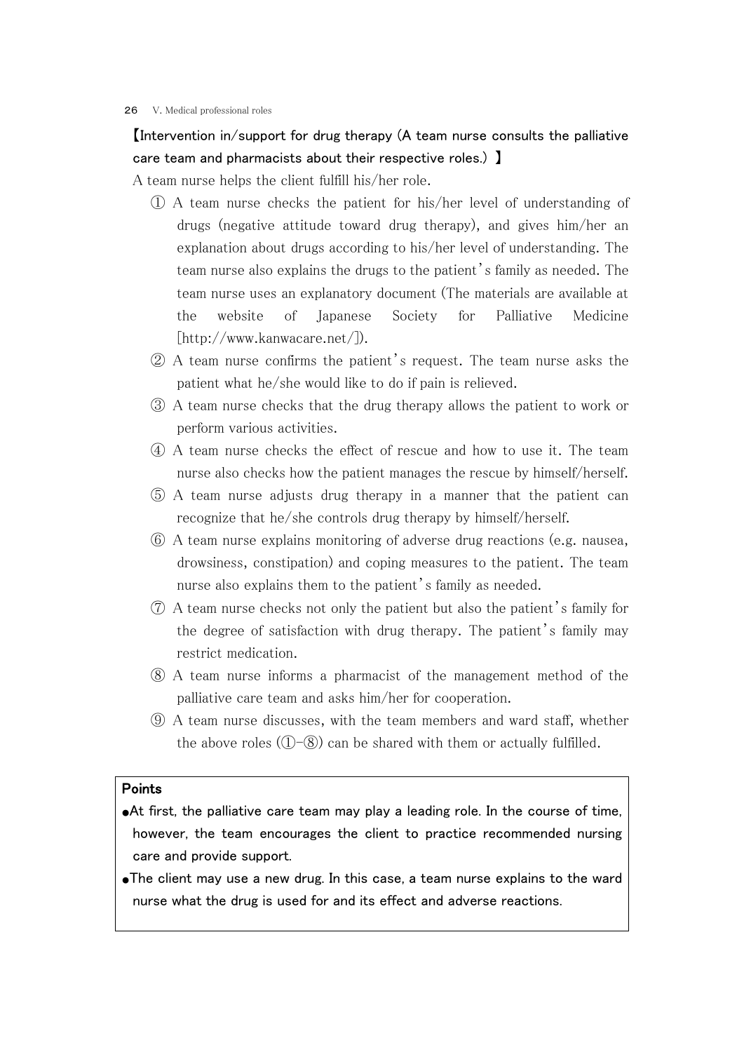**【Intervention in/support for drug therapy (A team nurse consults the palliative care team and pharmacists about their respective roles.) 】**

A team nurse helps the client fulfill his/her role.

① A team nurse checks the patient for his/her level of understanding of drugs (negative attitude toward drug therapy), and gives him/her an explanation about drugs according to his/her level of understanding. The team nurse also explains the drugs to the patient's family as needed. The team nurse uses an explanatory document (The materials are available at the website of Japanese Society for Palliative Medicine [http://www.kanwacare.net/]).

② A team nurse confirms the patient's request. The team nurse asks the patient what he/she would like to do if pain is relieved.

③ A team nurse checks that the drug therapy allows the patient to work or perform various activities.

④ A team nurse checks the effect of rescue and how to use it. The team nurse also checks how the patient manages the rescue by himself/herself.

⑤ A team nurse adjusts drug therapy in a manner that the patient can recognize that he/she controls drug therapy by himself/herself.

⑥ A team nurse explains monitoring of adverse drug reactions (e.g. nausea, drowsiness, constipation) and coping measures to the patient. The team nurse also explains them to the patient's family as needed.

⑦ A team nurse checks not only the patient but also the patient's family for the degree of satisfaction with drug therapy. The patient's family may restrict medication.

⑧ A team nurse informs a pharmacist of the management method of the palliative care team and asks him/her for cooperation.

⑨ A team nurse discusses, with the team members and ward staff, whether the above roles (①-⑧) can be shared with them or actually fulfilled.

**Points**

- At first, the palliative care team may play a leading role. In the course of time, however, the team encourages the client to practice recommended nursing care and provide support.
- The client may use a new drug. In this case, a team nurse explains to the ward nurse what the drug is used for and its effect and adverse reactions.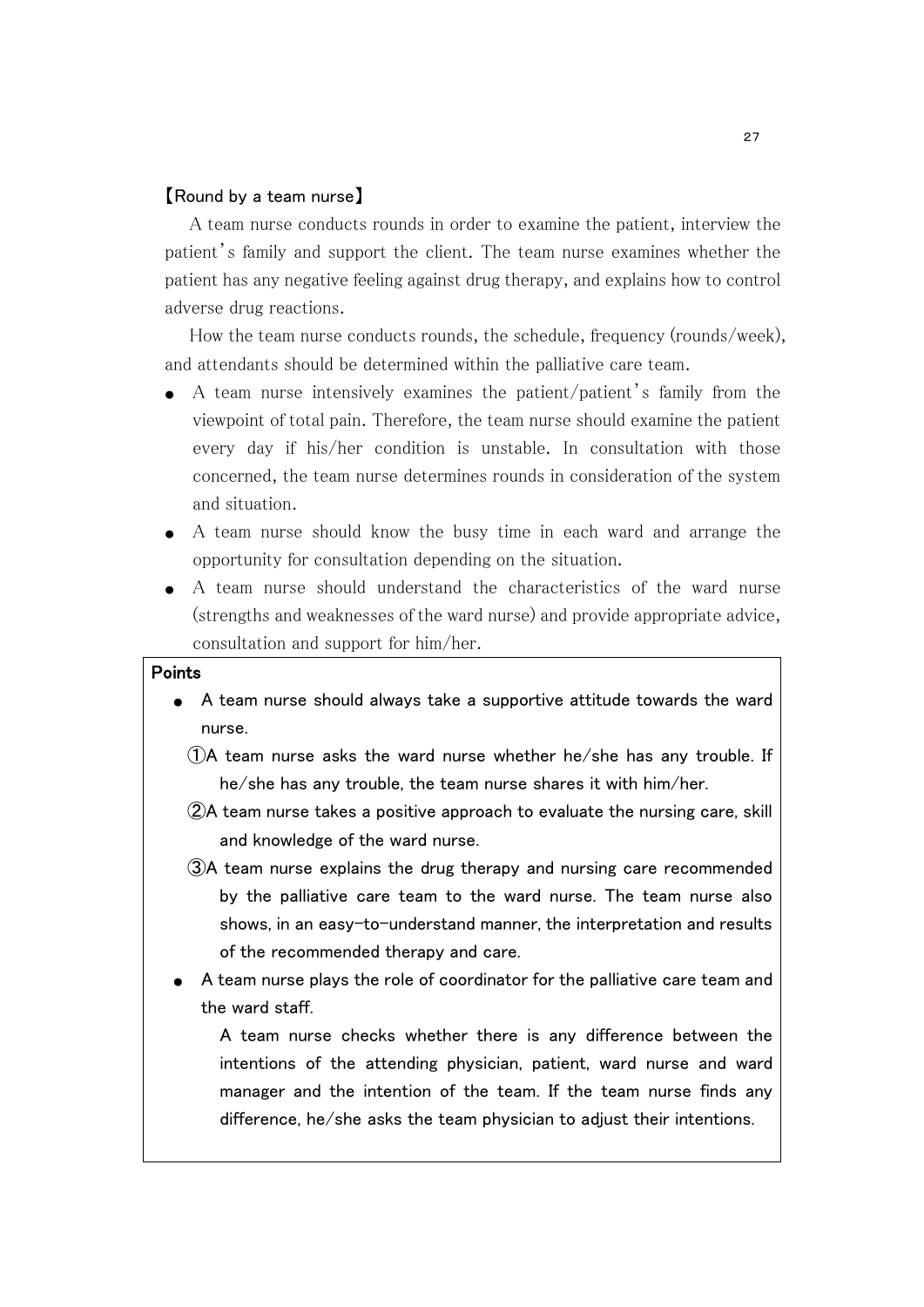【Round by a team nurse】

A team nurse conducts rounds in order to examine the patient, interview the patient's family and support the client. The team nurse examines whether the patient has any negative feeling against drug therapy, and explains how to control adverse drug reactions.

How the team nurse conducts rounds, the schedule, frequency (rounds/week), and attendants should be determined within the palliative care team.

- A team nurse intensively examines the patient/patient's family from the viewpoint of total pain. Therefore, the team nurse should examine the patient every day if his/her condition is unstable. In consultation with those concerned, the team nurse determines rounds in consideration of the system and situation.
- A team nurse should know the busy time in each ward and arrange the opportunity for consultation depending on the situation.
- A team nurse should understand the characteristics of the ward nurse (strengths and weaknesses of the ward nurse) and provide appropriate advice, consultation and support for him/her.

**Points**

- A team nurse should always take a supportive attitude towards the ward nurse.
  - ①A team nurse asks the ward nurse whether he/she has any trouble. If he/she has any trouble, the team nurse shares it with him/her.
  - ②A team nurse takes a positive approach to evaluate the nursing care, skill and knowledge of the ward nurse.
  - ③A team nurse explains the drug therapy and nursing care recommended by the palliative care team to the ward nurse. The team nurse also shows, in an easy-to-understand manner, the interpretation and results of the recommended therapy and care.
- A team nurse plays the role of coordinator for the palliative care team and the ward staff.

  A team nurse checks whether there is any difference between the intentions of the attending physician, patient, ward nurse and ward manager and the intention of the team. If the team nurse finds any difference, he/she asks the team physician to adjust their intentions.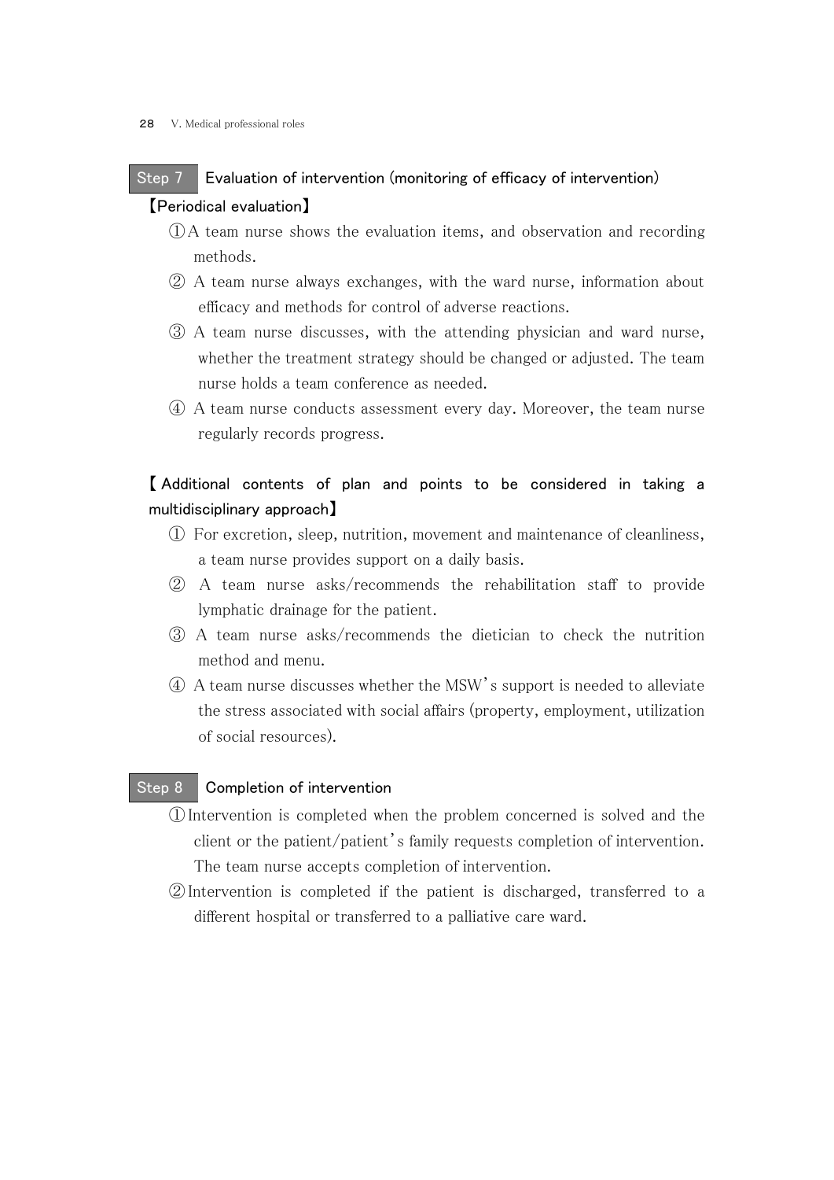## Step 7 Evaluation of intervention (monitoring of efficacy of intervention)

**【Periodical evaluation】**

① A team nurse shows the evaluation items, and observation and recording methods.

② A team nurse always exchanges, with the ward nurse, information about efficacy and methods for control of adverse reactions.

③ A team nurse discusses, with the attending physician and ward nurse, whether the treatment strategy should be changed or adjusted. The team nurse holds a team conference as needed.

④ A team nurse conducts assessment every day. Moreover, the team nurse regularly records progress.

**【Additional contents of plan and points to be considered in taking a multidisciplinary approach】**

① For excretion, sleep, nutrition, movement and maintenance of cleanliness, a team nurse provides support on a daily basis.

② A team nurse asks/recommends the rehabilitation staff to provide lymphatic drainage for the patient.

③ A team nurse asks/recommends the dietician to check the nutrition method and menu.

④ A team nurse discusses whether the MSW's support is needed to alleviate the stress associated with social affairs (property, employment, utilization of social resources).

## Step 8 Completion of intervention

① Intervention is completed when the problem concerned is solved and the client or the patient/patient's family requests completion of intervention. The team nurse accepts completion of intervention.

② Intervention is completed if the patient is discharged, transferred to a different hospital or transferred to a palliative care ward.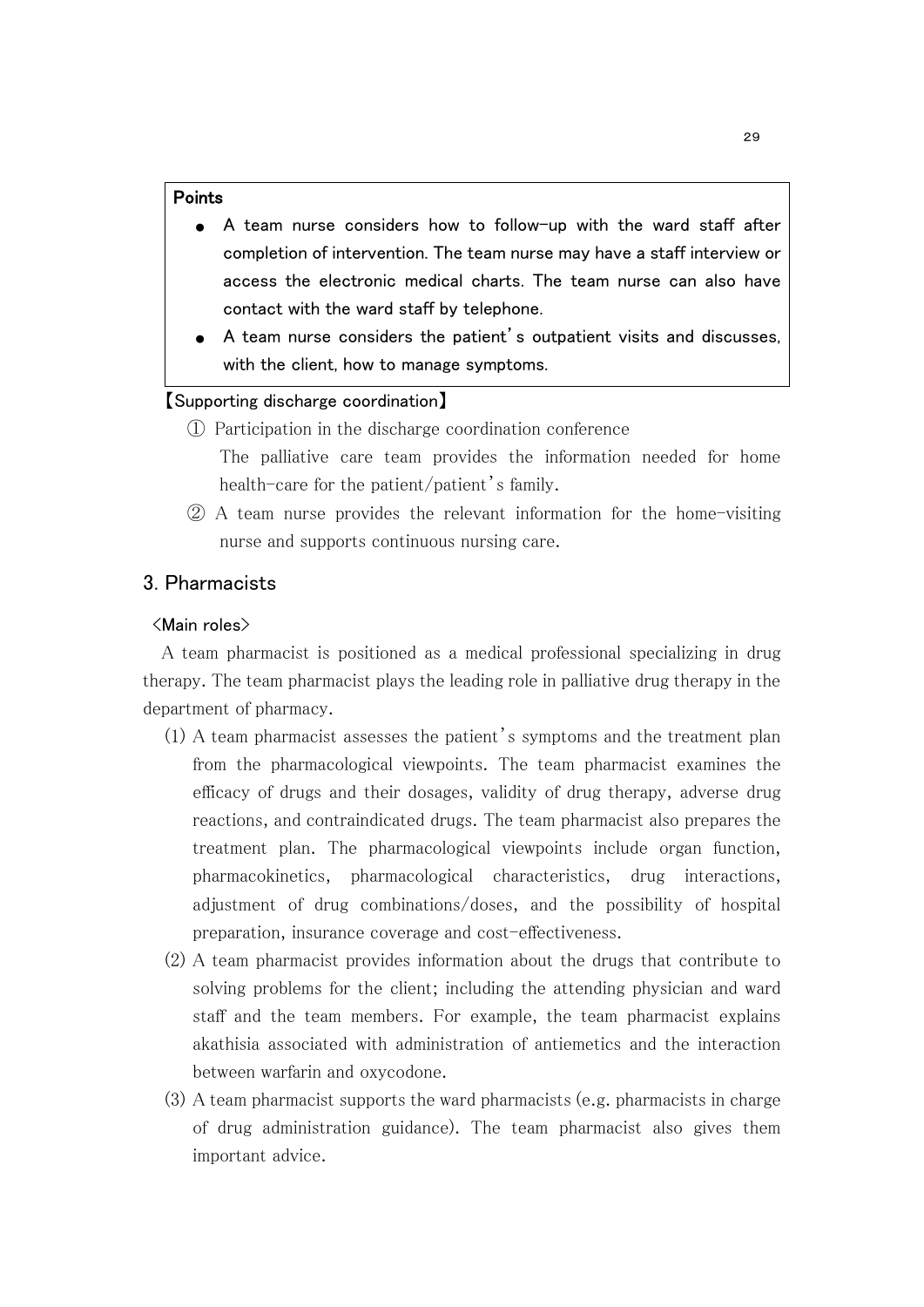**Points**

- A team nurse considers how to follow-up with the ward staff after completion of intervention. The team nurse may have a staff interview or access the electronic medical charts. The team nurse can also have contact with the ward staff by telephone.
- A team nurse considers the patient's outpatient visits and discusses, with the client, how to manage symptoms.

【Supporting discharge coordination】

① Participation in the discharge coordination conference
The palliative care team provides the information needed for home health-care for the patient/patient's family.

② A team nurse provides the relevant information for the home-visiting nurse and supports continuous nursing care.

## 3. Pharmacists

<Main roles>

A team pharmacist is positioned as a medical professional specializing in drug therapy. The team pharmacist plays the leading role in palliative drug therapy in the department of pharmacy.

(1) A team pharmacist assesses the patient's symptoms and the treatment plan from the pharmacological viewpoints. The team pharmacist examines the efficacy of drugs and their dosages, validity of drug therapy, adverse drug reactions, and contraindicated drugs. The team pharmacist also prepares the treatment plan. The pharmacological viewpoints include organ function, pharmacokinetics, pharmacological characteristics, drug interactions, adjustment of drug combinations/doses, and the possibility of hospital preparation, insurance coverage and cost-effectiveness.

(2) A team pharmacist provides information about the drugs that contribute to solving problems for the client; including the attending physician and ward staff and the team members. For example, the team pharmacist explains akathisia associated with administration of antiemetics and the interaction between warfarin and oxycodone.

(3) A team pharmacist supports the ward pharmacists (e.g. pharmacists in charge of drug administration guidance). The team pharmacist also gives them important advice.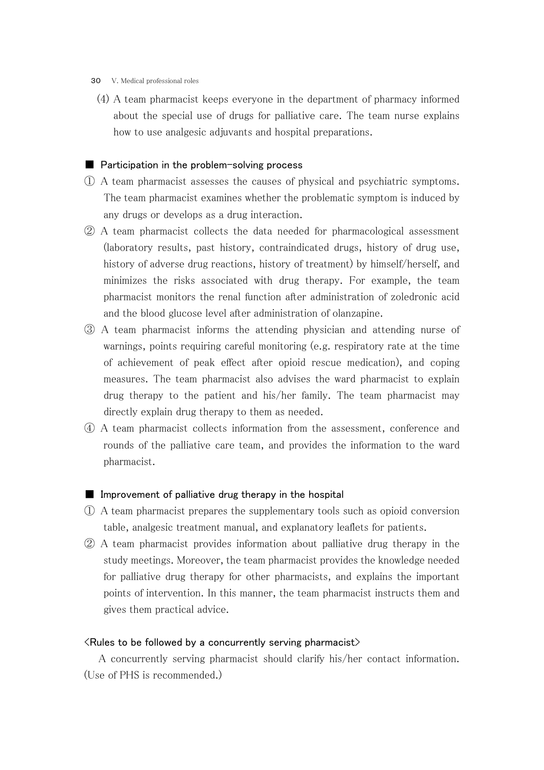(4) A team pharmacist keeps everyone in the department of pharmacy informed about the special use of drugs for palliative care. The team nurse explains how to use analgesic adjuvants and hospital preparations.

## ■ Participation in the problem-solving process

① A team pharmacist assesses the causes of physical and psychiatric symptoms. The team pharmacist examines whether the problematic symptom is induced by any drugs or develops as a drug interaction.

② A team pharmacist collects the data needed for pharmacological assessment (laboratory results, past history, contraindicated drugs, history of drug use, history of adverse drug reactions, history of treatment) by himself/herself, and minimizes the risks associated with drug therapy. For example, the team pharmacist monitors the renal function after administration of zoledronic acid and the blood glucose level after administration of olanzapine.

③ A team pharmacist informs the attending physician and attending nurse of warnings, points requiring careful monitoring (e.g. respiratory rate at the time of achievement of peak effect after opioid rescue medication), and coping measures. The team pharmacist also advises the ward pharmacist to explain drug therapy to the patient and his/her family. The team pharmacist may directly explain drug therapy to them as needed.

④ A team pharmacist collects information from the assessment, conference and rounds of the palliative care team, and provides the information to the ward pharmacist.

## ■ Improvement of palliative drug therapy in the hospital

① A team pharmacist prepares the supplementary tools such as opioid conversion table, analgesic treatment manual, and explanatory leaflets for patients.

② A team pharmacist provides information about palliative drug therapy in the study meetings. Moreover, the team pharmacist provides the knowledge needed for palliative drug therapy for other pharmacists, and explains the important points of intervention. In this manner, the team pharmacist instructs them and gives them practical advice.

### <Rules to be followed by a concurrently serving pharmacist>

A concurrently serving pharmacist should clarify his/her contact information. (Use of PHS is recommended.)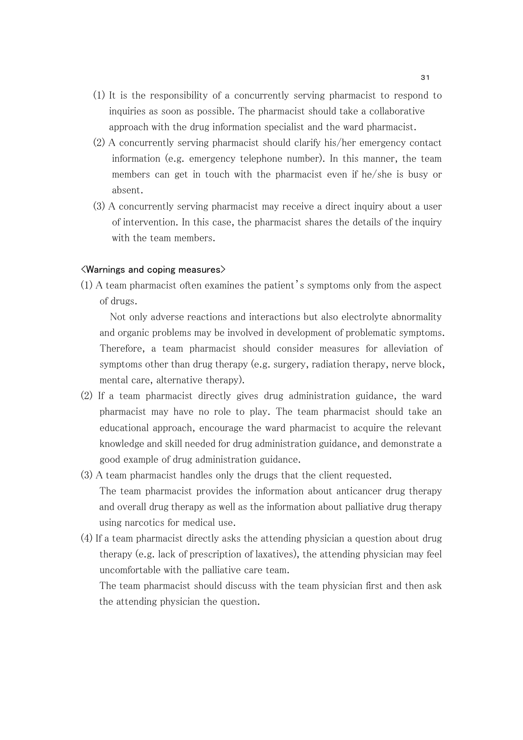(1) It is the responsibility of a concurrently serving pharmacist to respond to inquiries as soon as possible. The pharmacist should take a collaborative approach with the drug information specialist and the ward pharmacist.

(2) A concurrently serving pharmacist should clarify his/her emergency contact information (e.g. emergency telephone number). In this manner, the team members can get in touch with the pharmacist even if he/she is busy or absent.

(3) A concurrently serving pharmacist may receive a direct inquiry about a user of intervention. In this case, the pharmacist shares the details of the inquiry with the team members.

<Warnings and coping measures>

(1) A team pharmacist often examines the patient's symptoms only from the aspect of drugs.

Not only adverse reactions and interactions but also electrolyte abnormality and organic problems may be involved in development of problematic symptoms. Therefore, a team pharmacist should consider measures for alleviation of symptoms other than drug therapy (e.g. surgery, radiation therapy, nerve block, mental care, alternative therapy).

(2) If a team pharmacist directly gives drug administration guidance, the ward pharmacist may have no role to play. The team pharmacist should take an educational approach, encourage the ward pharmacist to acquire the relevant knowledge and skill needed for drug administration guidance, and demonstrate a good example of drug administration guidance.

(3) A team pharmacist handles only the drugs that the client requested.

The team pharmacist provides the information about anticancer drug therapy and overall drug therapy as well as the information about palliative drug therapy using narcotics for medical use.

(4) If a team pharmacist directly asks the attending physician a question about drug therapy (e.g. lack of prescription of laxatives), the attending physician may feel uncomfortable with the palliative care team.

The team pharmacist should discuss with the team physician first and then ask the attending physician the question.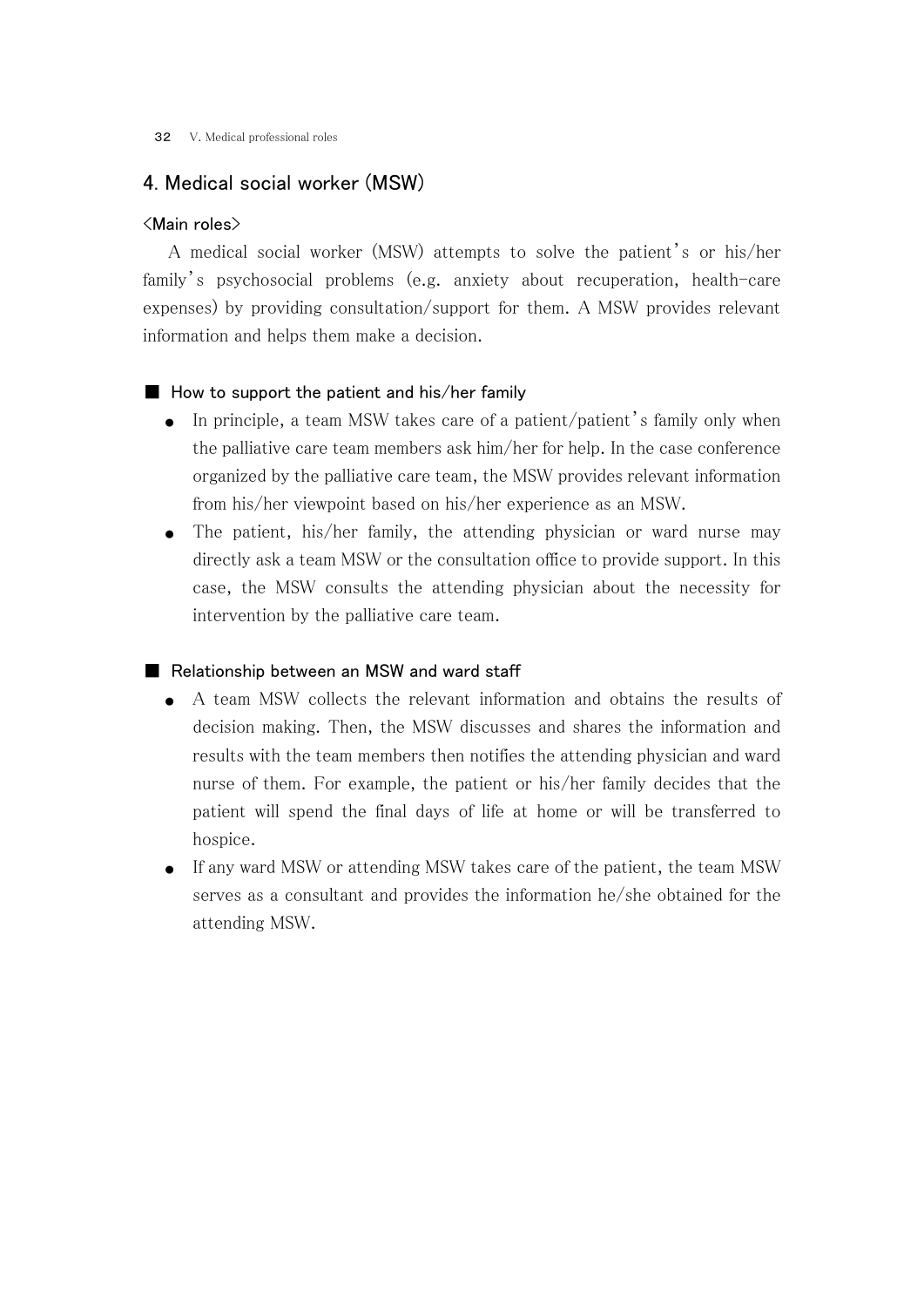## 4. Medical social worker (MSW)

<Main roles>

A medical social worker (MSW) attempts to solve the patient's or his/her family's psychosocial problems (e.g. anxiety about recuperation, health-care expenses) by providing consultation/support for them. A MSW provides relevant information and helps them make a decision.

### ■ How to support the patient and his/her family

- In principle, a team MSW takes care of a patient/patient's family only when the palliative care team members ask him/her for help. In the case conference organized by the palliative care team, the MSW provides relevant information from his/her viewpoint based on his/her experience as an MSW.
- The patient, his/her family, the attending physician or ward nurse may directly ask a team MSW or the consultation office to provide support. In this case, the MSW consults the attending physician about the necessity for intervention by the palliative care team.

### ■ Relationship between an MSW and ward staff

- A team MSW collects the relevant information and obtains the results of decision making. Then, the MSW discusses and shares the information and results with the team members then notifies the attending physician and ward nurse of them. For example, the patient or his/her family decides that the patient will spend the final days of life at home or will be transferred to hospice.
- If any ward MSW or attending MSW takes care of the patient, the team MSW serves as a consultant and provides the information he/she obtained for the attending MSW.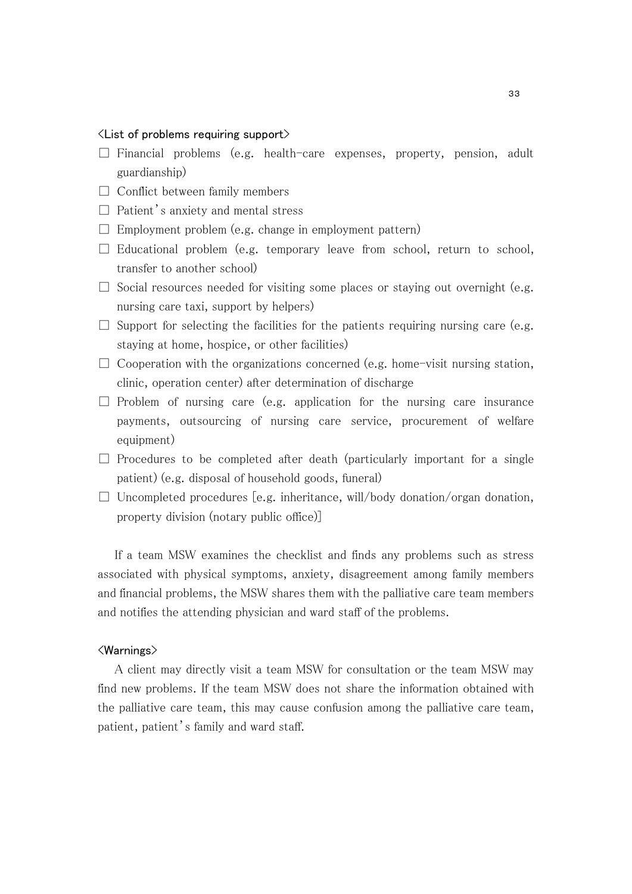<List of problems requiring support>

- ☐ Financial problems (e.g. health-care expenses, property, pension, adult guardianship)
- ☐ Conflict between family members
- ☐ Patient's anxiety and mental stress
- ☐ Employment problem (e.g. change in employment pattern)
- ☐ Educational problem (e.g. temporary leave from school, return to school, transfer to another school)
- ☐ Social resources needed for visiting some places or staying out overnight (e.g. nursing care taxi, support by helpers)
- ☐ Support for selecting the facilities for the patients requiring nursing care (e.g. staying at home, hospice, or other facilities)
- ☐ Cooperation with the organizations concerned (e.g. home-visit nursing station, clinic, operation center) after determination of discharge
- ☐ Problem of nursing care (e.g. application for the nursing care insurance payments, outsourcing of nursing care service, procurement of welfare equipment)
- ☐ Procedures to be completed after death (particularly important for a single patient) (e.g. disposal of household goods, funeral)
- ☐ Uncompleted procedures [e.g. inheritance, will/body donation/organ donation, property division (notary public office)]

If a team MSW examines the checklist and finds any problems such as stress associated with physical symptoms, anxiety, disagreement among family members and financial problems, the MSW shares them with the palliative care team members and notifies the attending physician and ward staff of the problems.

<Warnings>

A client may directly visit a team MSW for consultation or the team MSW may find new problems. If the team MSW does not share the information obtained with the palliative care team, this may cause confusion among the palliative care team, patient, patient's family and ward staff.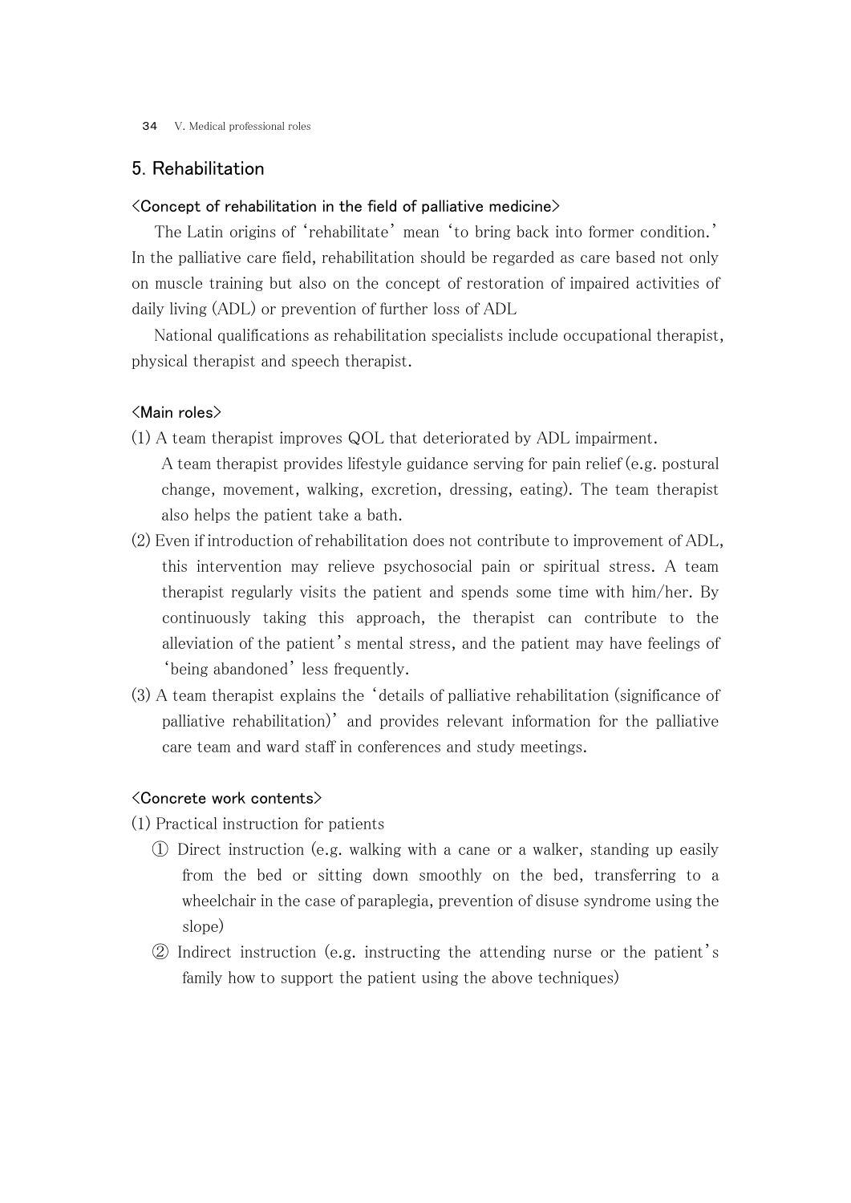## 5. Rehabilitation

### <Concept of rehabilitation in the field of palliative medicine>

The Latin origins of 'rehabilitate' mean 'to bring back into former condition.' In the palliative care field, rehabilitation should be regarded as care based not only on muscle training but also on the concept of restoration of impaired activities of daily living (ADL) or prevention of further loss of ADL

National qualifications as rehabilitation specialists include occupational therapist, physical therapist and speech therapist.

### <Main roles>

(1) A team therapist improves QOL that deteriorated by ADL impairment.
A team therapist provides lifestyle guidance serving for pain relief (e.g. postural change, movement, walking, excretion, dressing, eating). The team therapist also helps the patient take a bath.

(2) Even if introduction of rehabilitation does not contribute to improvement of ADL, this intervention may relieve psychosocial pain or spiritual stress. A team therapist regularly visits the patient and spends some time with him/her. By continuously taking this approach, the therapist can contribute to the alleviation of the patient's mental stress, and the patient may have feelings of 'being abandoned' less frequently.

(3) A team therapist explains the 'details of palliative rehabilitation (significance of palliative rehabilitation)' and provides relevant information for the palliative care team and ward staff in conferences and study meetings.

### <Concrete work contents>

(1) Practical instruction for patients

① Direct instruction (e.g. walking with a cane or a walker, standing up easily from the bed or sitting down smoothly on the bed, transferring to a wheelchair in the case of paraplegia, prevention of disuse syndrome using the slope)

② Indirect instruction (e.g. instructing the attending nurse or the patient's family how to support the patient using the above techniques)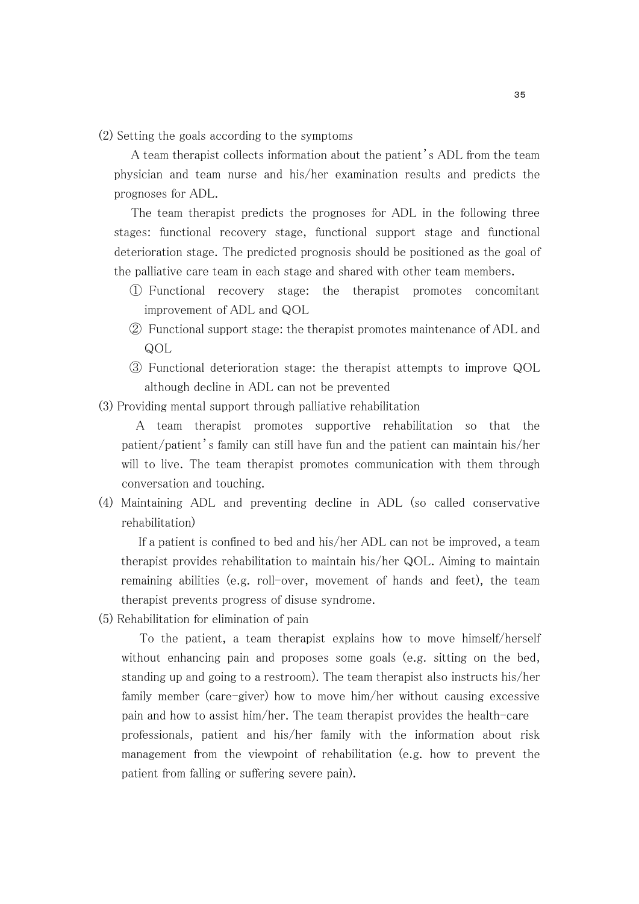(2) Setting the goals according to the symptoms

A team therapist collects information about the patient's ADL from the team physician and team nurse and his/her examination results and predicts the prognoses for ADL.

The team therapist predicts the prognoses for ADL in the following three stages: functional recovery stage, functional support stage and functional deterioration stage. The predicted prognosis should be positioned as the goal of the palliative care team in each stage and shared with other team members.

① Functional recovery stage: the therapist promotes concomitant improvement of ADL and QOL

② Functional support stage: the therapist promotes maintenance of ADL and QOL

③ Functional deterioration stage: the therapist attempts to improve QOL although decline in ADL can not be prevented

(3) Providing mental support through palliative rehabilitation

A team therapist promotes supportive rehabilitation so that the patient/patient's family can still have fun and the patient can maintain his/her will to live. The team therapist promotes communication with them through conversation and touching.

(4) Maintaining ADL and preventing decline in ADL (so called conservative rehabilitation)

If a patient is confined to bed and his/her ADL can not be improved, a team therapist provides rehabilitation to maintain his/her QOL. Aiming to maintain remaining abilities (e.g. roll-over, movement of hands and feet), the team therapist prevents progress of disuse syndrome.

(5) Rehabilitation for elimination of pain

To the patient, a team therapist explains how to move himself/herself without enhancing pain and proposes some goals (e.g. sitting on the bed, standing up and going to a restroom). The team therapist also instructs his/her family member (care-giver) how to move him/her without causing excessive pain and how to assist him/her. The team therapist provides the health-care professionals, patient and his/her family with the information about risk management from the viewpoint of rehabilitation (e.g. how to prevent the patient from falling or suffering severe pain).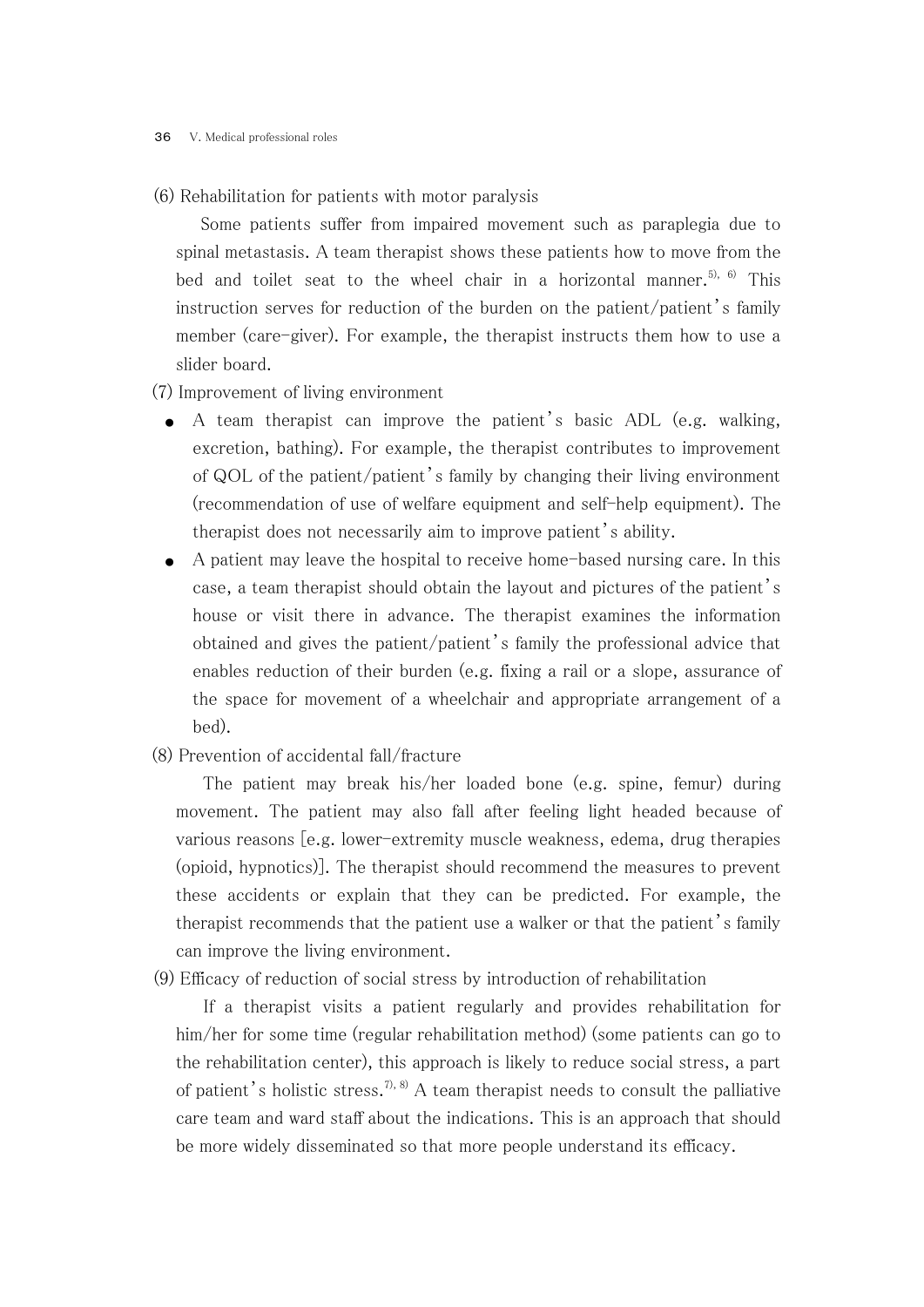(6) Rehabilitation for patients with motor paralysis

Some patients suffer from impaired movement such as paraplegia due to spinal metastasis. A team therapist shows these patients how to move from the bed and toilet seat to the wheel chair in a horizontal manner.[5), 6)] This instruction serves for reduction of the burden on the patient/patient's family member (care-giver). For example, the therapist instructs them how to use a slider board.

(7) Improvement of living environment

- A team therapist can improve the patient's basic ADL (e.g. walking, excretion, bathing). For example, the therapist contributes to improvement of QOL of the patient/patient's family by changing their living environment (recommendation of use of welfare equipment and self-help equipment). The therapist does not necessarily aim to improve patient's ability.
- A patient may leave the hospital to receive home-based nursing care. In this case, a team therapist should obtain the layout and pictures of the patient's house or visit there in advance. The therapist examines the information obtained and gives the patient/patient's family the professional advice that enables reduction of their burden (e.g. fixing a rail or a slope, assurance of the space for movement of a wheelchair and appropriate arrangement of a bed).

(8) Prevention of accidental fall/fracture

The patient may break his/her loaded bone (e.g. spine, femur) during movement. The patient may also fall after feeling light headed because of various reasons [e.g. lower-extremity muscle weakness, edema, drug therapies (opioid, hypnotics)]. The therapist should recommend the measures to prevent these accidents or explain that they can be predicted. For example, the therapist recommends that the patient use a walker or that the patient's family can improve the living environment.

(9) Efficacy of reduction of social stress by introduction of rehabilitation

If a therapist visits a patient regularly and provides rehabilitation for him/her for some time (regular rehabilitation method) (some patients can go to the rehabilitation center), this approach is likely to reduce social stress, a part of patient's holistic stress.[7), 8)] A team therapist needs to consult the palliative care team and ward staff about the indications. This is an approach that should be more widely disseminated so that more people understand its efficacy.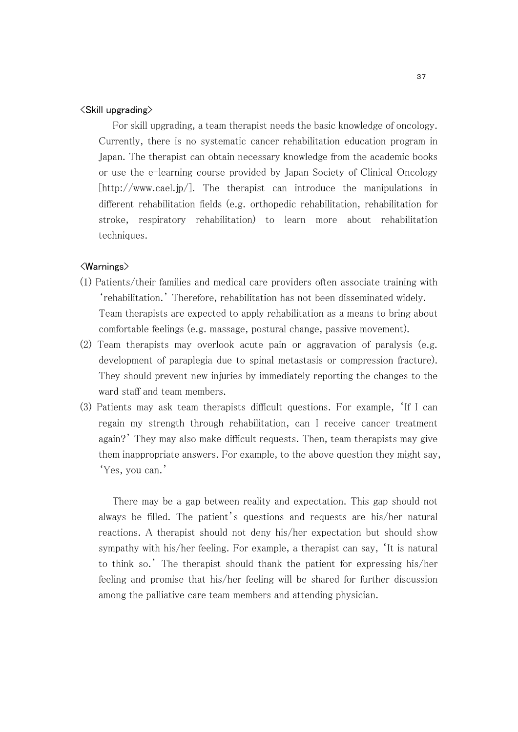### <Skill upgrading>

For skill upgrading, a team therapist needs the basic knowledge of oncology. Currently, there is no systematic cancer rehabilitation education program in Japan. The therapist can obtain necessary knowledge from the academic books or use the e-learning course provided by Japan Society of Clinical Oncology [http://www.cael.jp/]. The therapist can introduce the manipulations in different rehabilitation fields (e.g. orthopedic rehabilitation, rehabilitation for stroke, respiratory rehabilitation) to learn more about rehabilitation techniques.

### <Warnings>

(1) Patients/their families and medical care providers often associate training with 'rehabilitation.' Therefore, rehabilitation has not been disseminated widely. Team therapists are expected to apply rehabilitation as a means to bring about comfortable feelings (e.g. massage, postural change, passive movement).

(2) Team therapists may overlook acute pain or aggravation of paralysis (e.g. development of paraplegia due to spinal metastasis or compression fracture). They should prevent new injuries by immediately reporting the changes to the ward staff and team members.

(3) Patients may ask team therapists difficult questions. For example, 'If I can regain my strength through rehabilitation, can I receive cancer treatment again?' They may also make difficult requests. Then, team therapists may give them inappropriate answers. For example, to the above question they might say, 'Yes, you can.'

There may be a gap between reality and expectation. This gap should not always be filled. The patient's questions and requests are his/her natural reactions. A therapist should not deny his/her expectation but should show sympathy with his/her feeling. For example, a therapist can say, 'It is natural to think so.' The therapist should thank the patient for expressing his/her feeling and promise that his/her feeling will be shared for further discussion among the palliative care team members and attending physician.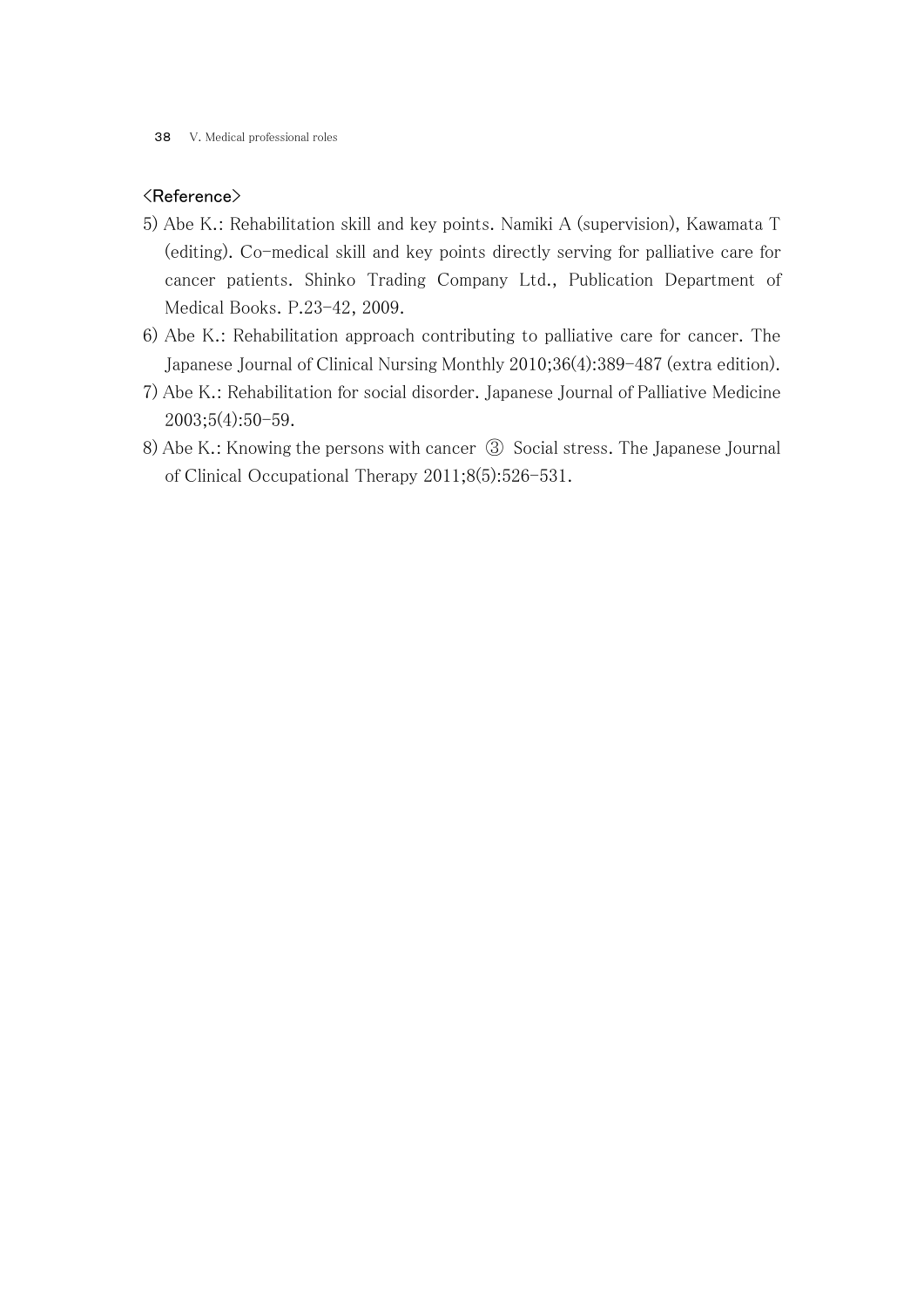<Reference>

5) Abe K.: Rehabilitation skill and key points. Namiki A (supervision), Kawamata T (editing). Co-medical skill and key points directly serving for palliative care for cancer patients. Shinko Trading Company Ltd., Publication Department of Medical Books. P.23-42, 2009.
6) Abe K.: Rehabilitation approach contributing to palliative care for cancer. The Japanese Journal of Clinical Nursing Monthly 2010;36(4):389-487 (extra edition).
7) Abe K.: Rehabilitation for social disorder. Japanese Journal of Palliative Medicine 2003;5(4):50-59.
8) Abe K.: Knowing the persons with cancer ③ Social stress. The Japanese Journal of Clinical Occupational Therapy 2011;8(5):526-531.